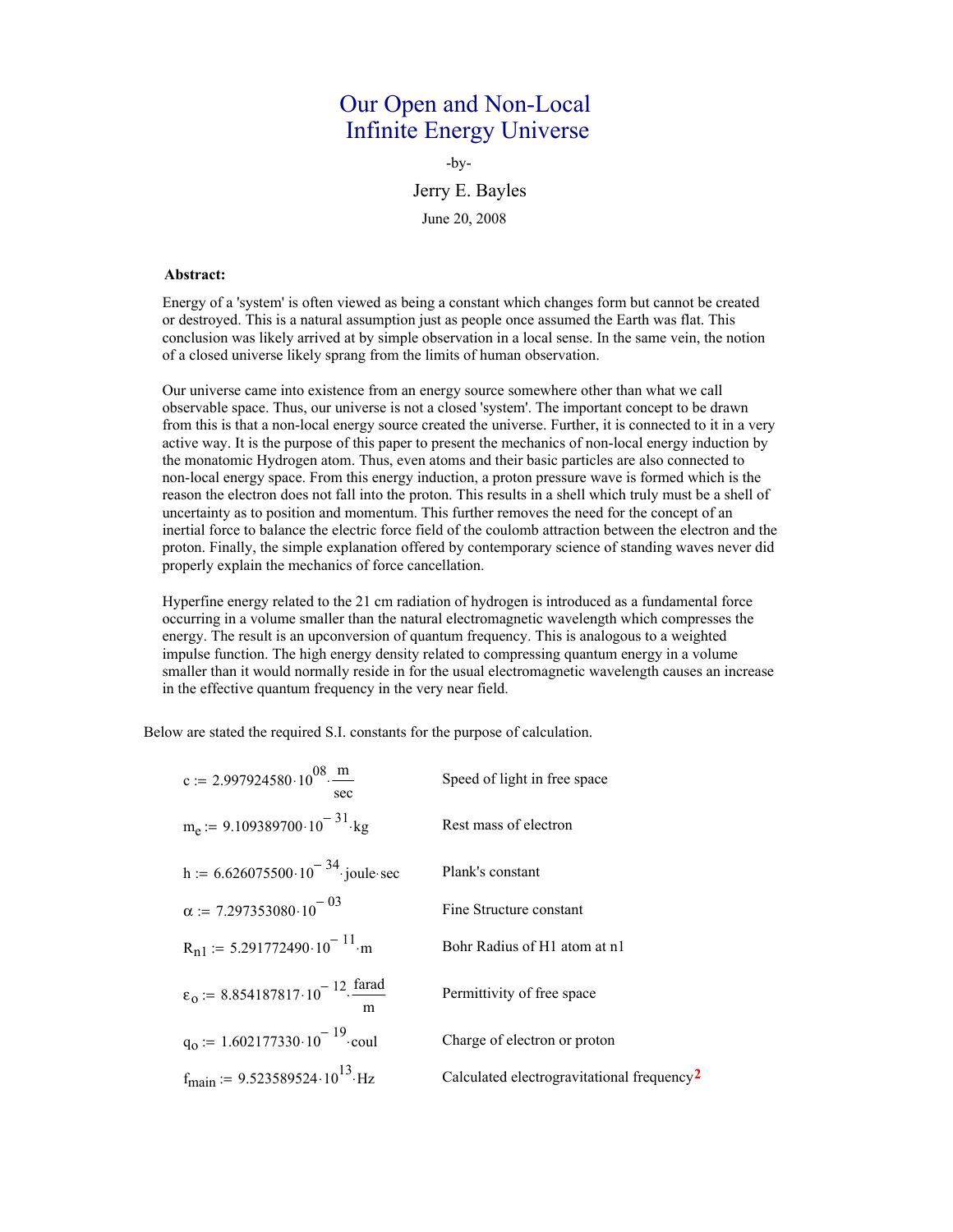# Our Open and Non-Local Infinite Energy Universe

-by-

Jerry E. Bayles

June 20, 2008

**Abstract:**

Energy of a 'system' is often viewed as being a constant which changes form but cannot be created or destroyed. This is a natural assumption just as people once assumed the Earth was flat. This conclusion was likely arrived at by simple observation in a local sense. In the same vein, the notion of a closed universe likely sprang from the limits of human observation.

Our universe came into existence from an energy source somewhere other than what we call observable space. Thus, our universe is not a closed 'system'. The important concept to be drawn from this is that a non-local energy source created the universe. Further, it is connected to it in a very active way. It is the purpose of this paper to present the mechanics of non-local energy induction by the monatomic Hydrogen atom. Thus, even atoms and their basic particles are also connected to non-local energy space. From this energy induction, a proton pressure wave is formed which is the reason the electron does not fall into the proton. This results in a shell which truly must be a shell of uncertainty as to position and momentum. This further removes the need for the concept of an inertial force to balance the electric force field of the coulomb attraction between the electron and the proton. Finally, the simple explanation offered by contemporary science of standing waves never did properly explain the mechanics of force cancellation.

Hyperfine energy related to the 21 cm radiation of hydrogen is introduced as a fundamental force occurring in a volume smaller than the natural electromagnetic wavelength which compresses the energy. The result is an upconversion of quantum frequency. This is analogous to a weighted impulse function. The high energy density related to compressing quantum energy in a volume smaller than it would normally reside in for the usual electromagnetic wavelength causes an increase in the effective quantum frequency in the very near field.

Below are stated the required S.I. constants for the purpose of calculation.

| | |
|---|---|
| $c := 2.997924580 \cdot 10^{08} \cdot \frac{m}{sec}$ | Speed of light in free space |
| $m_e := 9.109389700 \cdot 10^{-31} \cdot kg$ | Rest mass of electron |
| $h := 6.626075500 \cdot 10^{-34} \cdot joule \cdot sec$ | Plank's constant |
| $\alpha := 7.297353080 \cdot 10^{-03}$ | Fine Structure constant |
| $R_{n1} := 5.291772490 \cdot 10^{-11} \cdot m$ | Bohr Radius of H1 atom at n1 |
| $\varepsilon_o := 8.854187817 \cdot 10^{-12} \cdot \frac{farad}{m}$ | Permittivity of free space |
| $q_o := 1.602177330 \cdot 10^{-19} \cdot coul$ | Charge of electron or proton |
| $f_{main} := 9.523589524 \cdot 10^{13} \cdot Hz$ | Calculated electrogravitational frequency[2] |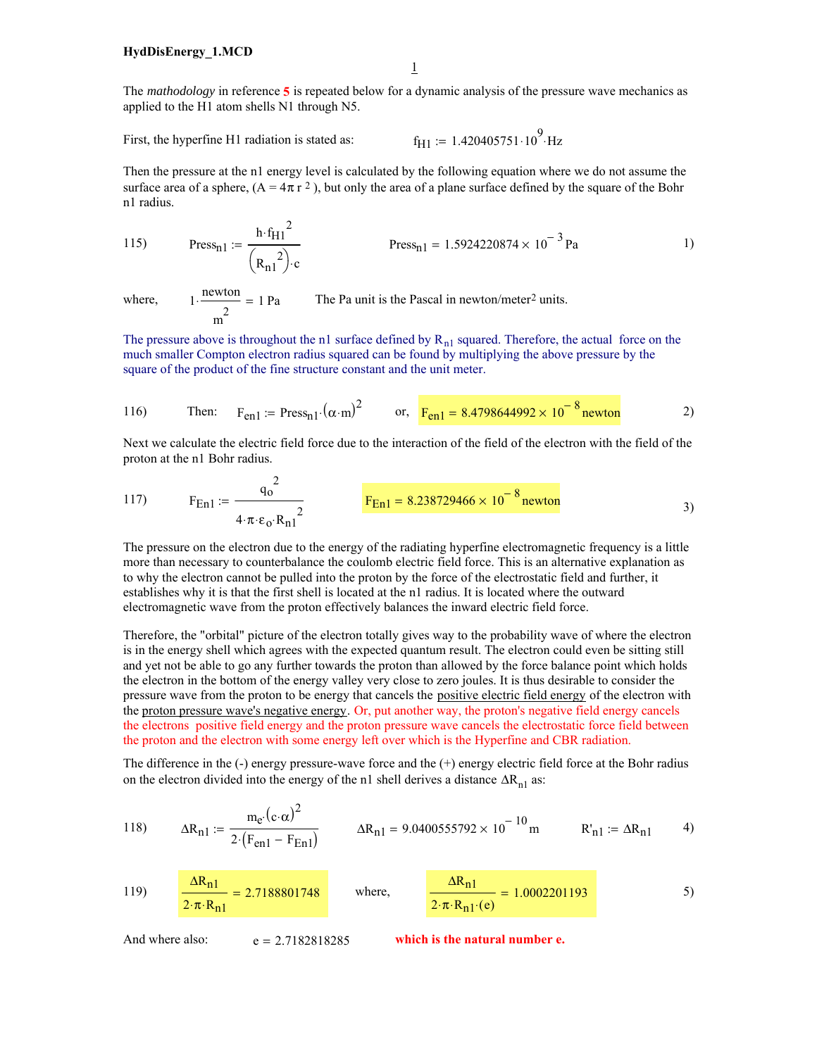The *methodology* in reference **5** is repeated below for a dynamic analysis of the pressure wave mechanics as applied to the H1 atom shells N1 through N5.

First, the hyperfine H1 radiation is stated as: $f_{H1} := 1.420405751 \cdot 10^{9} \cdot Hz$

Then the pressure at the n1 energy level is calculated by the following equation where we do not assume the surface area of a sphere, ($A = 4\pi r^2$), but only the area of a plane surface defined by the square of the Bohr n1 radius.

115) $$Press_{n1} := \frac{h \cdot f_{H1}^{\ 2}}{\left(R_{n1}^{\ 2}\right) \cdot c} \qquad Press_{n1} = 1.5924220874 \times 10^{-3}\,Pa \qquad 1)$$

where, $1 \cdot \frac{newton}{m^2} = 1\,Pa$ The Pa unit is the Pascal in newton/meter$^2$ units.

The pressure above is throughout the n1 surface defined by $R_{n1}$ squared. Therefore, the actual force on the much smaller Compton electron radius squared can be found by multiplying the above pressure by the square of the product of the fine structure constant and the unit meter.

116) Then: $$F_{en1} := Press_{n1} \cdot (\alpha \cdot m)^2 \qquad \text{or,} \qquad F_{en1} = 8.4798644992 \times 10^{-8}\,newton \qquad 2)$$

Next we calculate the electric field force due to the interaction of the field of the electron with the field of the proton at the n1 Bohr radius.

117) $$F_{En1} := \frac{q_o^{\ 2}}{4 \cdot \pi \cdot \varepsilon_o \cdot R_{n1}^{\ 2}} \qquad F_{En1} = 8.238729466 \times 10^{-8}\,newton \qquad 3)$$

The pressure on the electron due to the energy of the radiating hyperfine electromagnetic frequency is a little more than necessary to counterbalance the coulomb electric field force. This is an alternative explanation as to why the electron cannot be pulled into the proton by the force of the electrostatic field and further, it establishes why it is that the first shell is located at the n1 radius. It is located where the outward electromagnetic wave from the proton effectively balances the inward electric field force.

Therefore, the "orbital" picture of the electron totally gives way to the probability wave of where the electron is in the energy shell which agrees with the expected quantum result. The electron could even be sitting still and yet not be able to go any further towards the proton than allowed by the force balance point which holds the electron in the bottom of the energy valley very close to zero joules. It is thus desirable to consider the pressure wave from the proton to be energy that cancels the positive electric field energy of the electron with the proton pressure wave's negative energy. Or, put another way, the proton's negative field energy cancels the electrons positive field energy and the proton pressure wave cancels the electrostatic force field between the proton and the electron with some energy left over which is the Hyperfine and CBR radiation.

The difference in the (-) energy pressure-wave force and the (+) energy electric field force at the Bohr radius on the electron divided into the energy of the n1 shell derives a distance $\Delta R_{n1}$ as:

118) $$\Delta R_{n1} := \frac{m_e \cdot (c \cdot \alpha)^2}{2 \cdot \left(F_{en1} - F_{En1}\right)} \qquad \Delta R_{n1} = 9.0400555792 \times 10^{-10}\,m \qquad R'_{n1} := \Delta R_{n1} \qquad 4)$$

119) $$\frac{\Delta R_{n1}}{2 \cdot \pi \cdot R_{n1}} = 2.7188801748 \qquad \text{where,} \qquad \frac{\Delta R_{n1}}{2 \cdot \pi \cdot R_{n1} \cdot (e)} = 1.0002201193 \qquad 5)$$

And where also: $e = 2.7182818285$ **which is the natural number e.**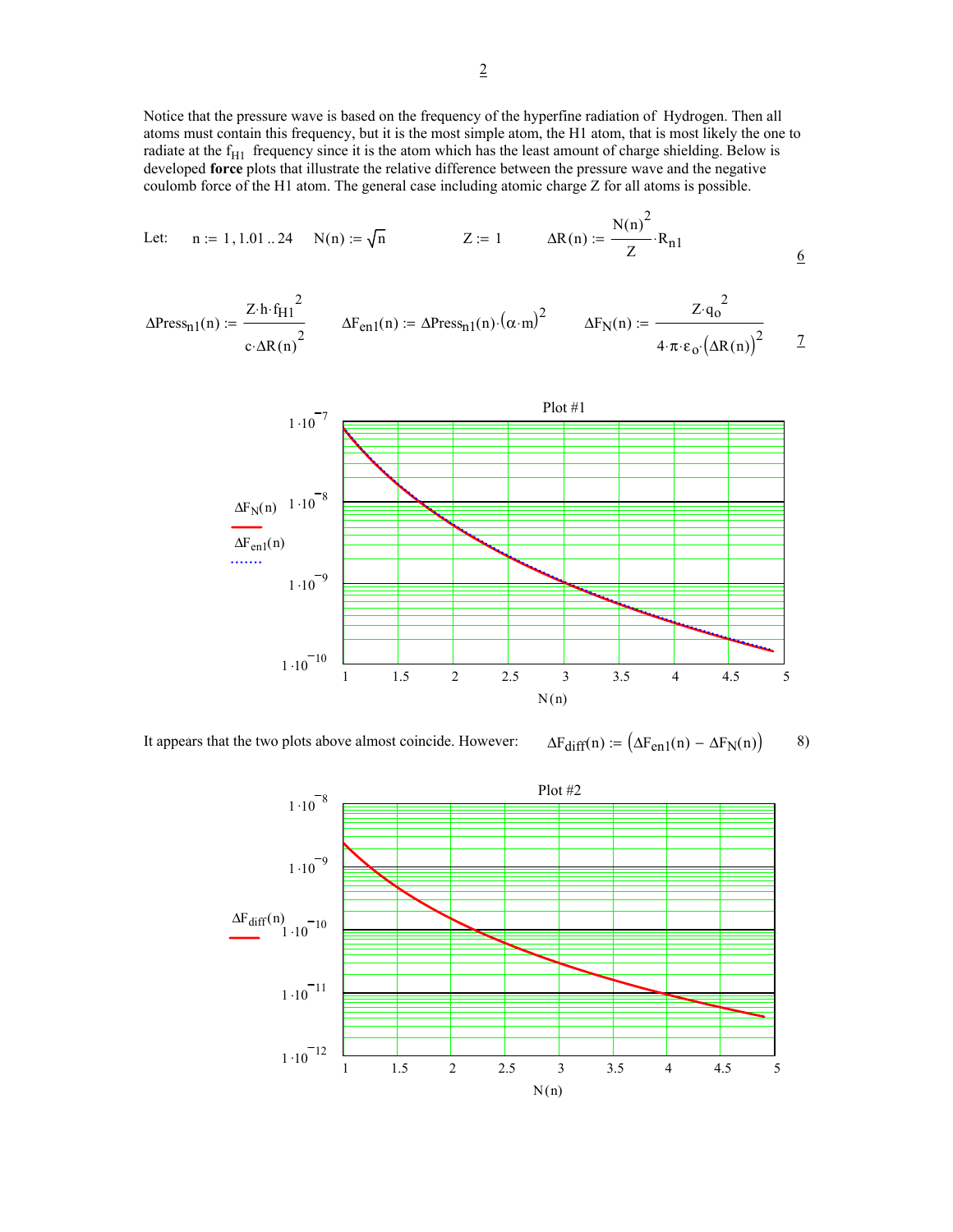Notice that the pressure wave is based on the frequency of the hyperfine radiation of Hydrogen. Then all atoms must contain this frequency, but it is the most simple atom, the H1 atom, that is most likely the one to radiate at the $f_{H1}$ frequency since it is the atom which has the least amount of charge shielding. Below is developed **force** plots that illustrate the relative difference between the pressure wave and the negative coulomb force of the H1 atom. The general case including atomic charge Z for all atoms is possible.

Let: $\quad n := 1, 1.01 .. 24 \quad N(n) := \sqrt{n} \qquad Z := 1 \qquad \Delta R(n) := \dfrac{N(n)^2}{Z} \cdot R_{n1}$ $\qquad$ 6

$$\Delta Press_{n1}(n) := \frac{Z \cdot h \cdot f_{H1}^{\,2}}{c \cdot \Delta R(n)^2} \qquad \Delta F_{en1}(n) := \Delta Press_{n1}(n) \cdot (\alpha \cdot m)^2 \qquad \Delta F_N(n) := \frac{Z \cdot q_o^{\,2}}{4 \cdot \pi \cdot \varepsilon_o \cdot (\Delta R(n))^2} \qquad 7$$

Plot #1

It appears that the two plots above almost coincide. However: $\quad \Delta F_{diff}(n) := \left(\Delta F_{en1}(n) - \Delta F_N(n)\right)$ $\qquad$ 8)

Plot #2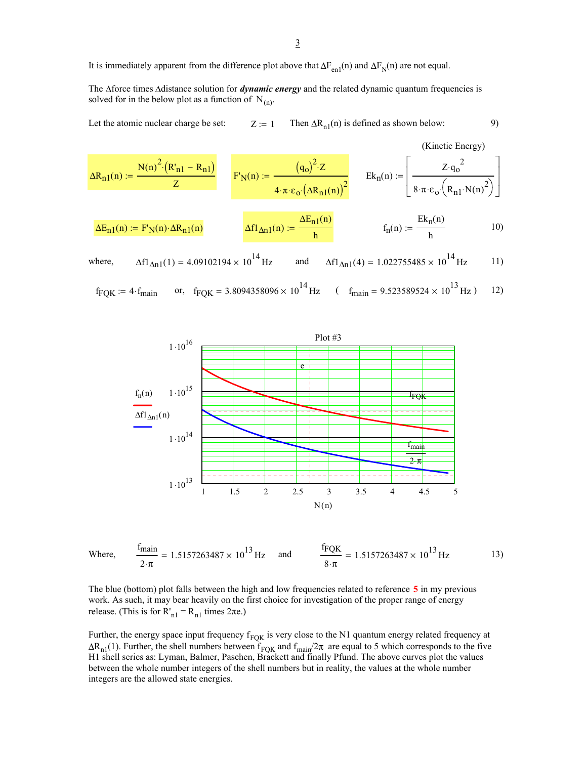It is immediately apparent from the difference plot above that $\Delta F_{en1}(n)$ and $\Delta F_N(n)$ are not equal.

The $\Delta$force times $\Delta$distance solution for ***dynamic energy*** and the related dynamic quantum frequencies is solved for in the below plot as a function of $N_{(n)}$.

Let the atomic nuclear charge be set: $Z := 1$ Then $\Delta R_{n1}(n)$ is defined as shown below: 9)

(Kinetic Energy)

$$\Delta R_{n1}(n) := \frac{N(n)^2 \cdot (R'_{n1} - R_{n1})}{Z} \qquad F'_N(n) := \frac{(q_o)^2 \cdot Z}{4 \cdot \pi \cdot \varepsilon_o \cdot (\Delta R_{n1}(n))^2} \qquad Ek_n(n) := \left[\frac{Z \cdot q_o^{\,2}}{8 \cdot \pi \cdot \varepsilon_o \cdot \left(R_{n1} \cdot N(n)^2\right)}\right]$$

$$\Delta E_{n1}(n) := F'_N(n) \cdot \Delta R_{n1}(n) \qquad \Delta f1_{\Delta n1}(n) := \frac{\Delta E_{n1}(n)}{h} \qquad f_n(n) := \frac{Ek_n(n)}{h} \qquad 10)$$

where, $\Delta f1_{\Delta n1}(1) = 4.09102194 \times 10^{14}\,\text{Hz}$ and $\Delta f1_{\Delta n1}(4) = 1.022755485 \times 10^{14}\,\text{Hz}$ 11)

$f_{FQK} := 4 \cdot f_{main}$ or, $f_{FQK} = 3.8094358096 \times 10^{14}\,\text{Hz}$ ( $f_{main} = 9.523589524 \times 10^{13}\,\text{Hz}$ ) 12)

Plot #3

Where, $\dfrac{f_{main}}{2 \cdot \pi} = 1.5157263487 \times 10^{13}\,\text{Hz}$ and $\dfrac{f_{FQK}}{8 \cdot \pi} = 1.5157263487 \times 10^{13}\,\text{Hz}$ 13)

The blue (bottom) plot falls between the high and low frequencies related to reference **5** in my previous work. As such, it may bear heavily on the first choice for investigation of the proper range of energy release. (This is for $R'_{n1} = R_{n1}$ times $2\pi e$.)

Further, the energy space input frequency $f_{FQK}$ is very close to the N1 quantum energy related frequency at $\Delta R_{n1}(1)$. Further, the shell numbers between $f_{FQK}$ and $f_{main}/2\pi$ are equal to 5 which corresponds to the five H1 shell series as: Lyman, Balmer, Paschen, Brackett and finally Pfund. The above curves plot the values between the whole number integers of the shell numbers but in reality, the values at the whole number integers are the allowed state energies.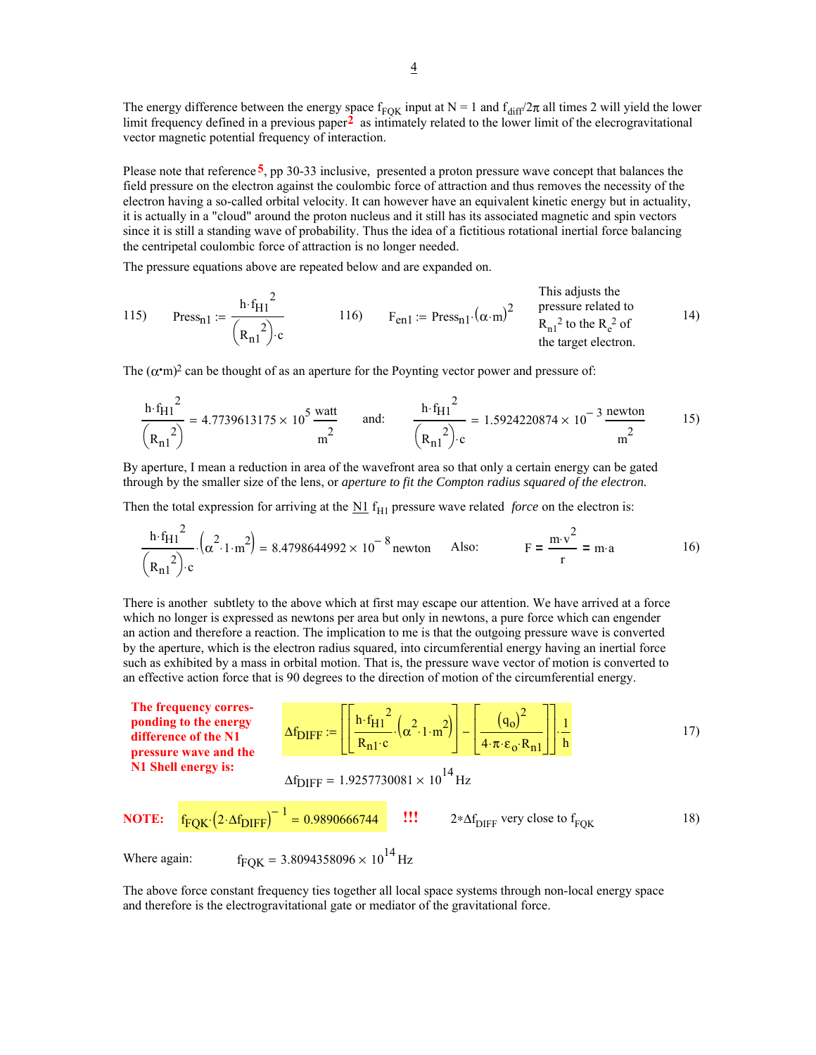The energy difference between the energy space $f_{FQK}$ input at N = 1 and $f_{diff}/2\pi$ all times 2 will yield the lower limit frequency defined in a previous paper[2] as intimately related to the lower limit of the elecrogravitational vector magnetic potential frequency of interaction.

Please note that reference[5], pp 30-33 inclusive, presented a proton pressure wave concept that balances the field pressure on the electron against the coulombic force of attraction and thus removes the necessity of the electron having a so-called orbital velocity. It can however have an equivalent kinetic energy but in actuality, it is actually in a "cloud" around the proton nucleus and it still has its associated magnetic and spin vectors since it is still a standing wave of probability. Thus the idea of a fictitious rotational inertial force balancing the centripetal coulombic force of attraction is no longer needed.

The pressure equations above are repeated below and are expanded on.

115) $$\text{Press}_{n1} := \frac{h \cdot f_{H1}^{\,2}}{\left(R_{n1}^{\,2}\right) \cdot c}$$ 116) $$F_{en1} := \text{Press}_{n1} \cdot (\alpha \cdot m)^2$$ This adjusts the pressure related to $R_{n1}^2$ to the $R_e^2$ of the target electron. 14)

The $(\alpha \bullet m)^2$ can be thought of as an aperture for the Poynting vector power and pressure of:

$$\frac{h \cdot f_{H1}^{\,2}}{\left(R_{n1}^{\,2}\right)} = 4.7739613175 \times 10^{5} \, \frac{\text{watt}}{\text{m}^2} \qquad \text{and:} \qquad \frac{h \cdot f_{H1}^{\,2}}{\left(R_{n1}^{\,2}\right) \cdot c} = 1.5924220874 \times 10^{-3} \, \frac{\text{newton}}{\text{m}^2} \tag{15}$$

By aperture, I mean a reduction in area of the wavefront area so that only a certain energy can be gated through by the smaller size of the lens, or *aperture to fit the Compton radius squared of the electron.*

Then the total expression for arriving at the N1 $f_{H1}$ pressure wave related *force* on the electron is:

$$\frac{h \cdot f_{H1}^{\,2}}{\left(R_{n1}^{\,2}\right) \cdot c} \cdot \left(\alpha^2 \cdot 1 \cdot m^2\right) = 8.4798644992 \times 10^{-8} \, \text{newton} \qquad \text{Also:} \qquad F = \frac{m \cdot v^2}{r} = m \cdot a \tag{16}$$

There is another subtlety to the above which at first may escape our attention. We have arrived at a force which no longer is expressed as newtons per area but only in newtons, a pure force which can engender an action and therefore a reaction. The implication to me is that the outgoing pressure wave is converted by the aperture, which is the electron radius squared, into circumferential energy having an inertial force such as exhibited by a mass in orbital motion. That is, the pressure wave vector of motion is converted to an effective action force that is 90 degrees to the direction of motion of the circumferential energy.

**The frequency corresponding to the energy difference of the N1 pressure wave and the N1 Shell energy is:**

$$\Delta f_{DIFF} := \left[\left[\frac{h \cdot f_{H1}^{\,2}}{R_{n1} \cdot c} \cdot \left(\alpha^2 \cdot 1 \cdot m^2\right)\right] - \left[\frac{\left(q_o\right)^2}{4 \cdot \pi \cdot \varepsilon_o \cdot R_{n1}}\right]\right] \cdot \frac{1}{h} \tag{17}$$

$$\Delta f_{DIFF} = 1.9257730081 \times 10^{14} \, \text{Hz}$$

**NOTE:** $f_{FQK} \cdot \left(2 \cdot \Delta f_{DIFF}\right)^{-1} = 0.9890666744$ **!!!** $2 * \Delta f_{DIFF}$ very close to $f_{FQK}$ 18)

Where again: $f_{FQK} = 3.8094358096 \times 10^{14} \, \text{Hz}$

The above force constant frequency ties together all local space systems through non-local energy space and therefore is the electrogravitational gate or mediator of the gravitational force.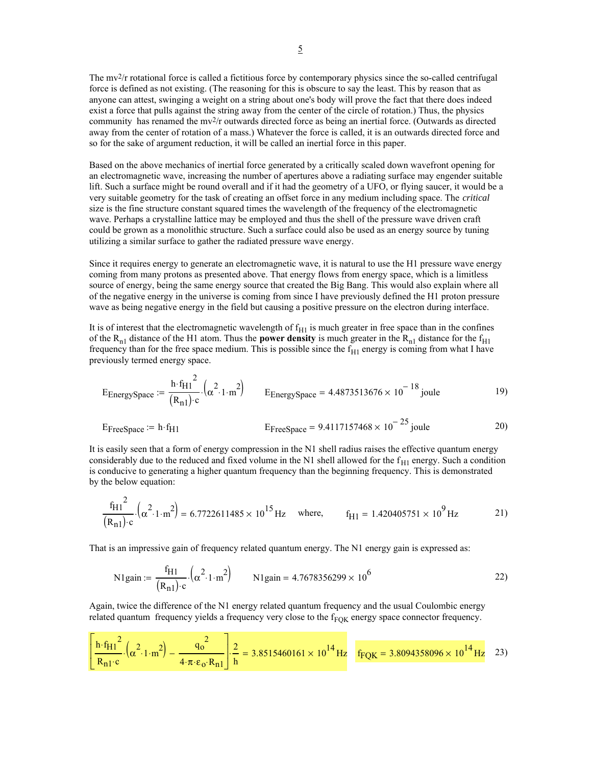The $mv^2/r$ rotational force is called a fictitious force by contemporary physics since the so-called centrifugal force is defined as not existing. (The reasoning for this is obscure to say the least. This by reason that as anyone can attest, swinging a weight on a string about one's body will prove the fact that there does indeed exist a force that pulls against the string away from the center of the circle of rotation.) Thus, the physics community has renamed the $mv^2/r$ outwards directed force as being an inertial force. (Outwards as directed away from the center of rotation of a mass.) Whatever the force is called, it is an outwards directed force and so for the sake of argument reduction, it will be called an inertial force in this paper.

Based on the above mechanics of inertial force generated by a critically scaled down wavefront opening for an electromagnetic wave, increasing the number of apertures above a radiating surface may engender suitable lift. Such a surface might be round overall and if it had the geometry of a UFO, or flying saucer, it would be a very suitable geometry for the task of creating an offset force in any medium including space. The *critical* size is the fine structure constant squared times the wavelength of the frequency of the electromagnetic wave. Perhaps a crystalline lattice may be employed and thus the shell of the pressure wave driven craft could be grown as a monolithic structure. Such a surface could also be used as an energy source by tuning utilizing a similar surface to gather the radiated pressure wave energy.

Since it requires energy to generate an electromagnetic wave, it is natural to use the H1 pressure wave energy coming from many protons as presented above. That energy flows from energy space, which is a limitless source of energy, being the same energy source that created the Big Bang. This would also explain where all of the negative energy in the universe is coming from since I have previously defined the H1 proton pressure wave as being negative energy in the field but causing a positive pressure on the electron during interface.

It is of interest that the electromagnetic wavelength of $f_{H1}$ is much greater in free space than in the confines of the $R_{n1}$ distance of the H1 atom. Thus the **power density** is much greater in the $R_{n1}$ distance for the $f_{H1}$ frequency than for the free space medium. This is possible since the $f_{H1}$ energy is coming from what I have previously termed energy space.

$$E_{EnergySpace} := \frac{h \cdot f_{H1}^{2}}{(R_{n1}) \cdot c} \cdot \left(\alpha^2 \cdot 1 \cdot m^2\right) \qquad E_{EnergySpace} = 4.4873513676 \times 10^{-18} \text{ joule} \tag{19}$$

$$E_{FreeSpace} := h \cdot f_{H1} \qquad E_{FreeSpace} = 9.4117157468 \times 10^{-25} \text{ joule} \tag{20}$$

It is easily seen that a form of energy compression in the N1 shell radius raises the effective quantum energy considerably due to the reduced and fixed volume in the N1 shell allowed for the $f_{H1}$ energy. Such a condition is conducive to generating a higher quantum frequency than the beginning frequency. This is demonstrated by the below equation:

$$\frac{f_{H1}^{2}}{(R_{n1}) \cdot c} \cdot \left(\alpha^2 \cdot 1 \cdot m^2\right) = 6.7722611485 \times 10^{15} \text{ Hz} \quad \text{where,} \qquad f_{H1} = 1.420405751 \times 10^{9} \text{ Hz} \tag{21}$$

That is an impressive gain of frequency related quantum energy. The N1 energy gain is expressed as:

$$N1gain := \frac{f_{H1}}{(R_{n1}) \cdot c} \cdot \left(\alpha^2 \cdot 1 \cdot m^2\right) \qquad N1gain = 4.7678356299 \times 10^{6} \tag{22}$$

Again, twice the difference of the N1 energy related quantum frequency and the usual Coulombic energy related quantum frequency yields a frequency very close to the $f_{FQK}$ energy space connector frequency.

$$\left[\frac{h \cdot f_{H1}^{2}}{R_{n1} \cdot c} \cdot \left(\alpha^2 \cdot 1 \cdot m^2\right) - \frac{q_o^{2}}{4 \cdot \pi \cdot \varepsilon_o \cdot R_{n1}}\right] \cdot \frac{2}{h} = 3.8515460161 \times 10^{14} \text{ Hz} \qquad f_{FQK} = 3.8094358096 \times 10^{14} \text{ Hz} \tag{23}$$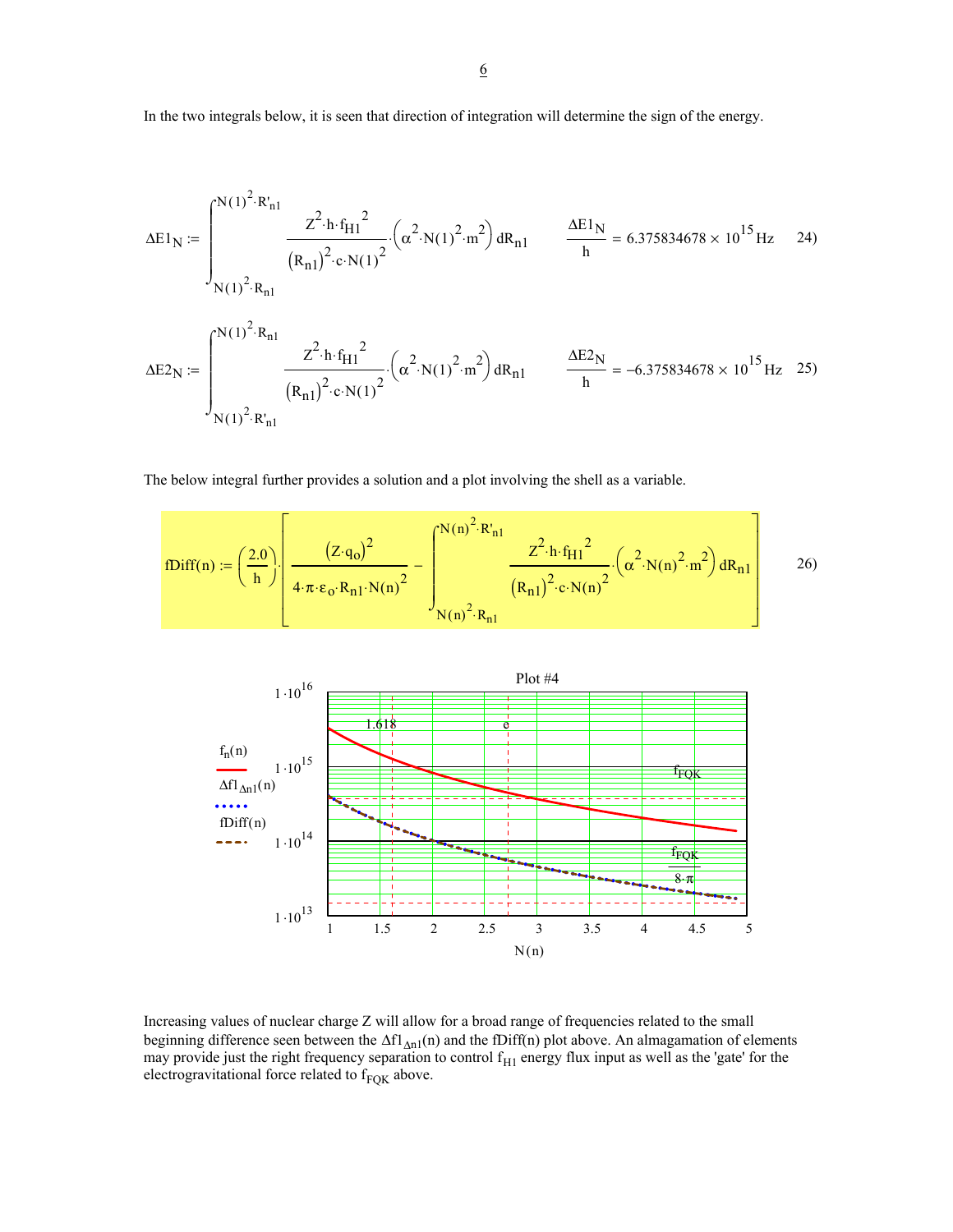In the two integrals below, it is seen that direction of integration will determine the sign of the energy.

$$\Delta E1_N := \int_{N(1)^2 \cdot R_{n1}}^{N(1)^2 \cdot R'_{n1}} \frac{Z^2 \cdot h \cdot f_{H1}{}^2}{(R_{n1})^2 \cdot c \cdot N(1)^2} \cdot \left(\alpha^2 \cdot N(1)^2 \cdot m^2\right) dR_{n1} \qquad \frac{\Delta E1_N}{h} = 6.375834678 \times 10^{15}\,\text{Hz} \qquad 24)$$

$$\Delta E2_N := \int_{N(1)^2 \cdot R'_{n1}}^{N(1)^2 \cdot R_{n1}} \frac{Z^2 \cdot h \cdot f_{H1}{}^2}{(R_{n1})^2 \cdot c \cdot N(1)^2} \cdot \left(\alpha^2 \cdot N(1)^2 \cdot m^2\right) dR_{n1} \qquad \frac{\Delta E2_N}{h} = -6.375834678 \times 10^{15}\,\text{Hz} \qquad 25)$$

The below integral further provides a solution and a plot involving the shell as a variable.

$$\text{fDiff}(n) := \left(\frac{2.0}{h}\right) \cdot \left[\frac{(Z \cdot q_o)^2}{4 \cdot \pi \cdot \varepsilon_o \cdot R_{n1} \cdot N(n)^2} - \int_{N(n)^2 \cdot R_{n1}}^{N(n)^2 \cdot R'_{n1}} \frac{Z^2 \cdot h \cdot f_{H1}{}^2}{(R_{n1})^2 \cdot c \cdot N(n)^2} \cdot \left(\alpha^2 \cdot N(n)^2 \cdot m^2\right) dR_{n1}\right] \qquad 26)$$

Plot #4

(Plot: $f_n(n)$, $\Delta f1_{\Delta n1}(n)$, and $\text{fDiff}(n)$ versus $N(n)$ from 1 to 5, logarithmic vertical axis from $1 \cdot 10^{13}$ to $1 \cdot 10^{16}$; markers at 1.618 and e; reference lines $f_{FQK}$ and $\frac{f_{FQK}}{8 \cdot \pi}$.)

Increasing values of nuclear charge Z will allow for a broad range of frequencies related to the small beginning difference seen between the $\Delta f1_{\Delta n1}(n)$ and the fDiff(n) plot above. An almagamation of elements may provide just the right frequency separation to control $f_{H1}$ energy flux input as well as the 'gate' for the electrogravitational force related to $f_{FQK}$ above.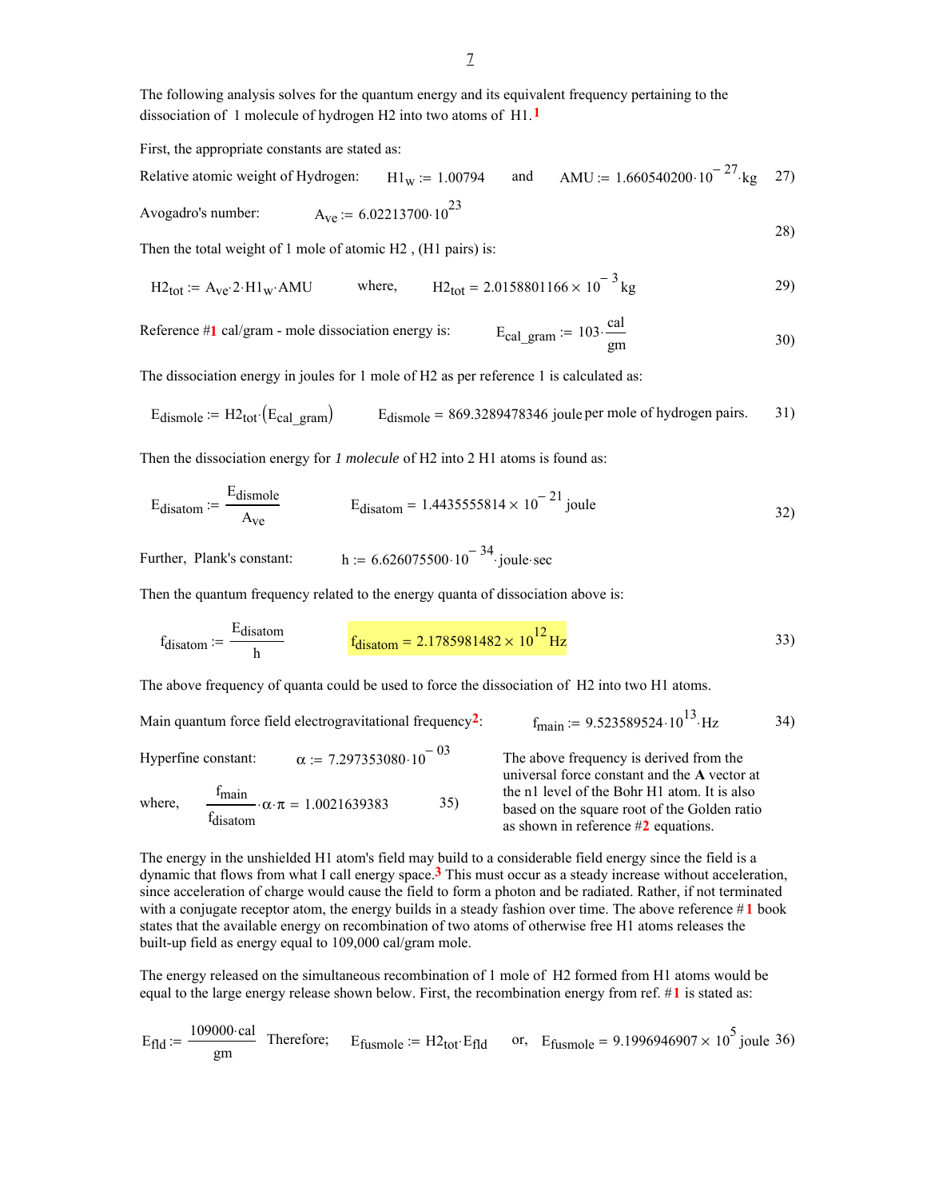The following analysis solves for the quantum energy and its equivalent frequency pertaining to the dissociation of 1 molecule of hydrogen H2 into two atoms of H1.[1]

First, the appropriate constants are stated as:

Relative atomic weight of Hydrogen: $H1_w := 1.00794$ and $AMU := 1.660540200 \cdot 10^{-27} \cdot kg$ 27)

Avogadro's number: $A_{ve} := 6.02213700 \cdot 10^{23}$

Then the total weight of 1 mole of atomic H2 , (H1 pairs) is: 28)

$$H2_{tot} := A_{ve} \cdot 2 \cdot H1_w \cdot AMU \qquad \text{where,} \qquad H2_{tot} = 2.0158801166 \times 10^{-3} \, kg \qquad 29)$$

Reference #1 cal/gram - mole dissociation energy is: $E_{cal\_gram} := 103 \cdot \frac{cal}{gm}$ 30)

The dissociation energy in joules for 1 mole of H2 as per reference 1 is calculated as:

$$E_{dismole} := H2_{tot} \cdot \left(E_{cal\_gram}\right) \qquad E_{dismole} = 869.3289478346 \, joule \text{ per mole of hydrogen pairs.} \qquad 31)$$

Then the dissociation energy for *1 molecule* of H2 into 2 H1 atoms is found as:

$$E_{disatom} := \frac{E_{dismole}}{A_{ve}} \qquad E_{disatom} = 1.4435555814 \times 10^{-21} \, joule \qquad 32)$$

Further, Plank's constant: $h := 6.626075500 \cdot 10^{-34} \cdot joule \cdot sec$

Then the quantum frequency related to the energy quanta of dissociation above is:

$$f_{disatom} := \frac{E_{disatom}}{h} \qquad f_{disatom} = 2.1785981482 \times 10^{12} \, Hz \qquad 33)$$

The above frequency of quanta could be used to force the dissociation of H2 into two H1 atoms.

Main quantum force field electrogravitational frequency[2]: $f_{main} := 9.523589524 \cdot 10^{13} \cdot Hz$ 34)

Hyperfine constant: $\alpha := 7.297353080 \cdot 10^{-03}$

where, $\frac{f_{main}}{f_{disatom}} \cdot \alpha \cdot \pi = 1.0021639383$ 35)

The above frequency is derived from the universal force constant and the **A** vector at the n1 level of the Bohr H1 atom. It is also based on the square root of the Golden ratio as shown in reference #2 equations.

The energy in the unshielded H1 atom's field may build to a considerable field energy since the field is a dynamic that flows from what I call energy space.[3] This must occur as a steady increase without acceleration, since acceleration of charge would cause the field to form a photon and be radiated. Rather, if not terminated with a conjugate receptor atom, the energy builds in a steady fashion over time. The above reference #1 book states that the available energy on recombination of two atoms of otherwise free H1 atoms releases the built-up field as energy equal to 109,000 cal/gram mole.

The energy released on the simultaneous recombination of 1 mole of H2 formed from H1 atoms would be equal to the large energy release shown below. First, the recombination energy from ref. #1 is stated as:

$$E_{fld} := \frac{109000 \cdot cal}{gm} \quad \text{Therefore;} \quad E_{fusmole} := H2_{tot} \cdot E_{fld} \quad \text{or,} \quad E_{fusmole} = 9.1996946907 \times 10^{5} \, joule \qquad 36)$$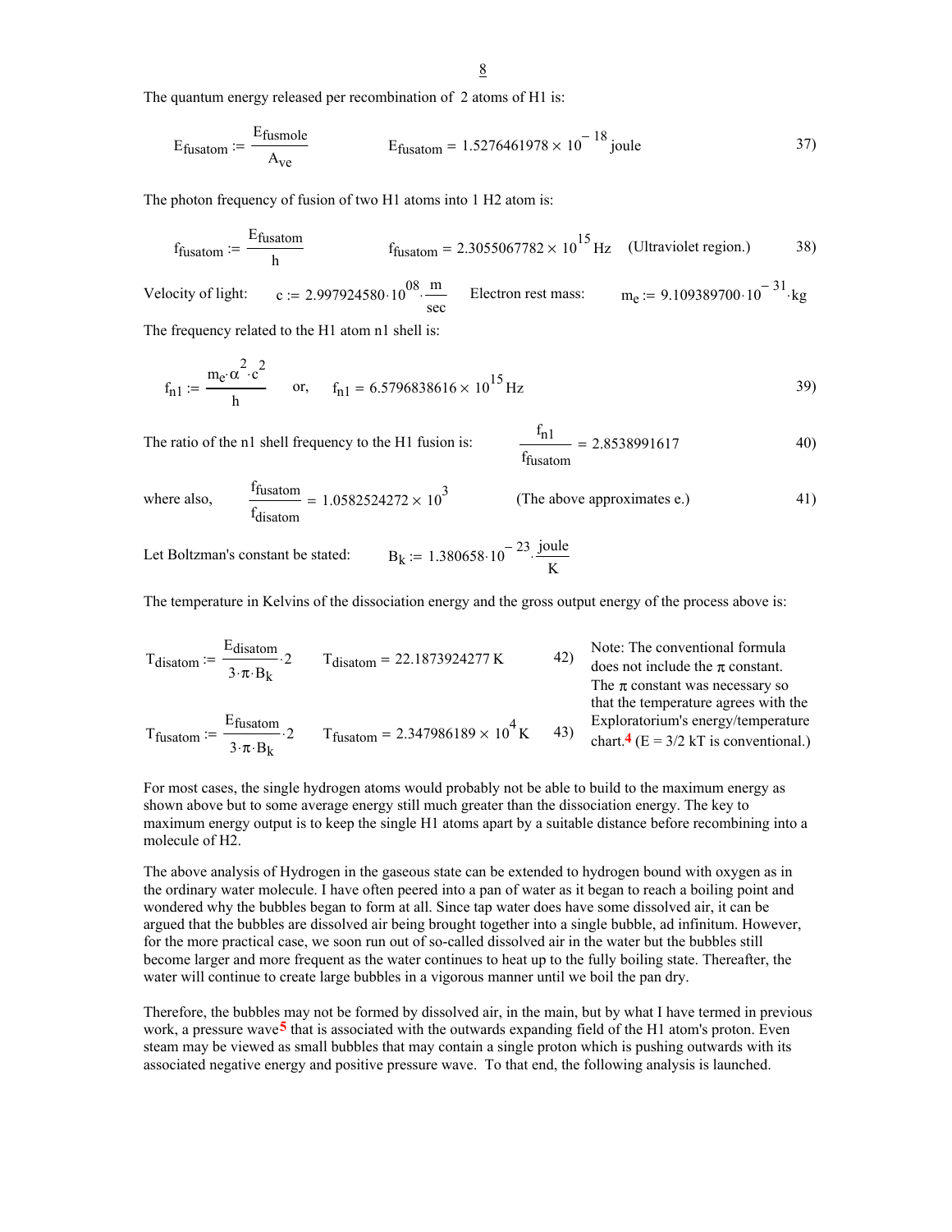The quantum energy released per recombination of 2 atoms of H1 is:

$$E_{fusatom} := \frac{E_{fusmole}}{A_{ve}} \qquad E_{fusatom} = 1.5276461978 \times 10^{-18}\,\text{joule} \qquad 37)$$

The photon frequency of fusion of two H1 atoms into 1 H2 atom is:

$$f_{fusatom} := \frac{E_{fusatom}}{h} \qquad f_{fusatom} = 2.3055067782 \times 10^{15}\,\text{Hz} \quad \text{(Ultraviolet region.)} \qquad 38)$$

Velocity of light: $c := 2.997924580 \cdot 10^{08} \cdot \frac{m}{sec}$ Electron rest mass: $m_e := 9.109389700 \cdot 10^{-31} \cdot kg$

The frequency related to the H1 atom n1 shell is:

$$f_{n1} := \frac{m_e \cdot \alpha^2 \cdot c^2}{h} \quad \text{or,} \quad f_{n1} = 6.5796838616 \times 10^{15}\,\text{Hz} \qquad 39)$$

The ratio of the n1 shell frequency to the H1 fusion is: $\frac{f_{n1}}{f_{fusatom}} = 2.8538991617$ 40)

where also, $\frac{f_{fusatom}}{f_{disatom}} = 1.0582524272 \times 10^3$ (The above approximates e.) 41)

Let Boltzman's constant be stated: $B_k := 1.380658 \cdot 10^{-23} \cdot \frac{joule}{K}$

The temperature in Kelvins of the dissociation energy and the gross output energy of the process above is:

$$T_{disatom} := \frac{E_{disatom}}{3 \cdot \pi \cdot B_k} \cdot 2 \qquad T_{disatom} = 22.1873924277\,\text{K} \qquad 42)$$

$$T_{fusatom} := \frac{E_{fusatom}}{3 \cdot \pi \cdot B_k} \cdot 2 \qquad T_{fusatom} = 2.347986189 \times 10^4\,\text{K} \qquad 43)$$

Note: The conventional formula does not include the $\pi$ constant. The $\pi$ constant was necessary so that the temperature agrees with the Exploratorium's energy/temperature chart.[4] ($E = 3/2\ kT$ is conventional.)

For most cases, the single hydrogen atoms would probably not be able to build to the maximum energy as shown above but to some average energy still much greater than the dissociation energy. The key to maximum energy output is to keep the single H1 atoms apart by a suitable distance before recombining into a molecule of H2.

The above analysis of Hydrogen in the gaseous state can be extended to hydrogen bound with oxygen as in the ordinary water molecule. I have often peered into a pan of water as it began to reach a boiling point and wondered why the bubbles began to form at all. Since tap water does have some dissolved air, it can be argued that the bubbles are dissolved air being brought together into a single bubble, ad infinitum. However, for the more practical case, we soon run out of so-called dissolved air in the water but the bubbles still become larger and more frequent as the water continues to heat up to the fully boiling state. Thereafter, the water will continue to create large bubbles in a vigorous manner until we boil the pan dry.

Therefore, the bubbles may not be formed by dissolved air, in the main, but by what I have termed in previous work, a pressure wave[5] that is associated with the outwards expanding field of the H1 atom's proton. Even steam may be viewed as small bubbles that may contain a single proton which is pushing outwards with its associated negative energy and positive pressure wave. To that end, the following analysis is launched.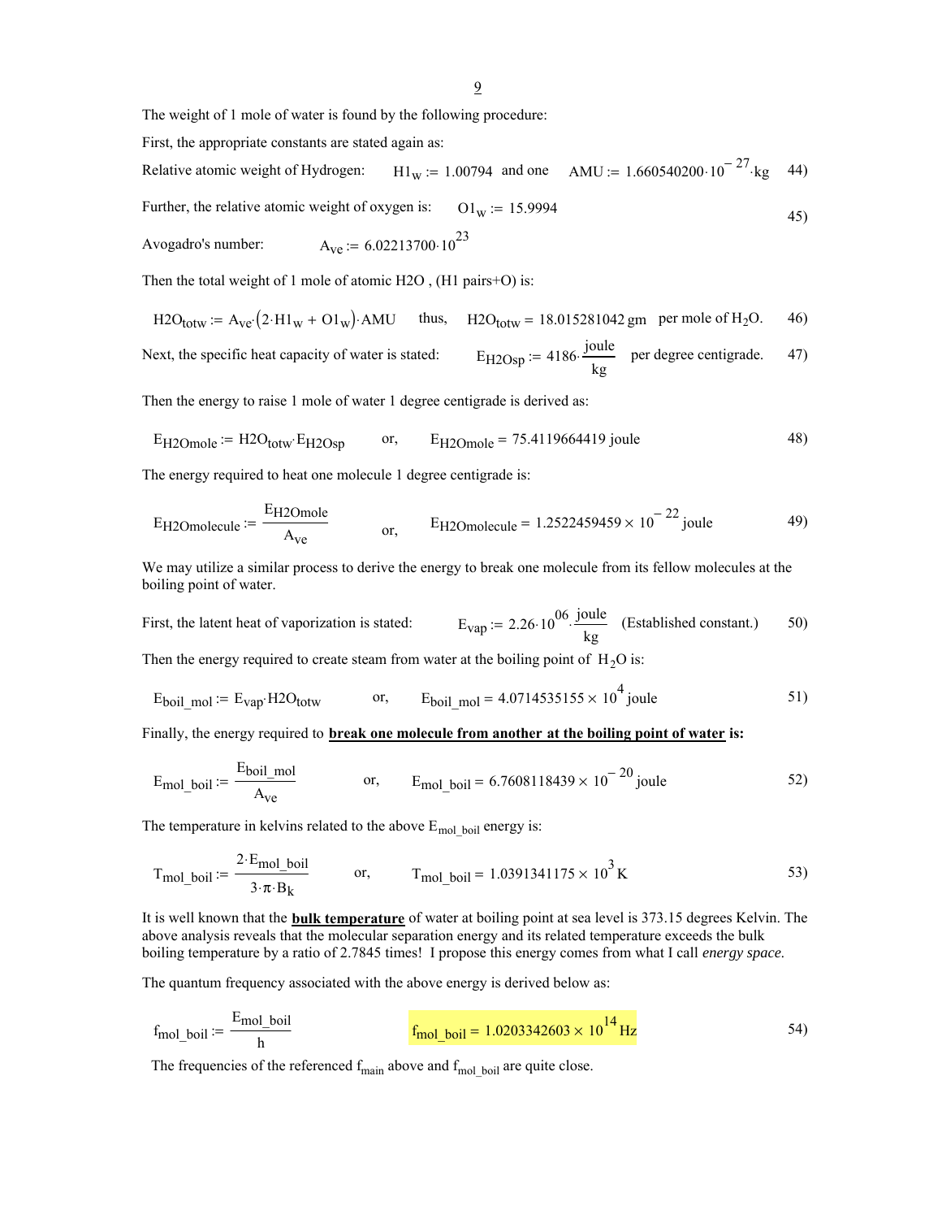The weight of 1 mole of water is found by the following procedure:

First, the appropriate constants are stated again as:

Relative atomic weight of Hydrogen: $H1_w := 1.00794$ and one $AMU := 1.660540200 \cdot 10^{-27} \cdot kg$ 44)

Further, the relative atomic weight of oxygen is: $O1_w := 15.9994$ 45)

Avogadro's number: $A_{ve} := 6.02213700 \cdot 10^{23}$

Then the total weight of 1 mole of atomic H2O , (H1 pairs+O) is:

$$H2O_{totw} := A_{ve} \cdot (2 \cdot H1_w + O1_w) \cdot AMU \qquad \text{thus,} \qquad H2O_{totw} = 18.015281042\,gm \text{ per mole of } H_2O. \qquad 46)$$

Next, the specific heat capacity of water is stated: $E_{H2Osp} := 4186 \cdot \frac{joule}{kg}$ per degree centigrade. 47)

Then the energy to raise 1 mole of water 1 degree centigrade is derived as:

$$E_{H2Omole} := H2O_{totw} \cdot E_{H2Osp} \qquad \text{or,} \qquad E_{H2Omole} = 75.4119664419\,joule \qquad 48)$$

The energy required to heat one molecule 1 degree centigrade is:

$$E_{H2Omolecule} := \frac{E_{H2Omole}}{A_{ve}} \qquad \text{or,} \qquad E_{H2Omolecule} = 1.2522459459 \times 10^{-22}\,joule \qquad 49)$$

We may utilize a similar process to derive the energy to break one molecule from its fellow molecules at the boiling point of water.

First, the latent heat of vaporization is stated: $E_{vap} := 2.26 \cdot 10^{06} \cdot \frac{joule}{kg}$ (Established constant.) 50)

Then the energy required to create steam from water at the boiling point of $H_2O$ is:

$$E_{boil\_mol} := E_{vap} \cdot H2O_{totw} \qquad \text{or,} \qquad E_{boil\_mol} = 4.0714535155 \times 10^{4}\,joule \qquad 51)$$

Finally, the energy required to **break one molecule from another at the boiling point of water is:**

$$E_{mol\_boil} := \frac{E_{boil\_mol}}{A_{ve}} \qquad \text{or,} \qquad E_{mol\_boil} = 6.7608118439 \times 10^{-20}\,joule \qquad 52)$$

The temperature in kelvins related to the above $E_{mol\_boil}$ energy is:

$$T_{mol\_boil} := \frac{2 \cdot E_{mol\_boil}}{3 \cdot \pi \cdot B_k} \qquad \text{or,} \qquad T_{mol\_boil} = 1.0391341175 \times 10^{3}\,K \qquad 53)$$

It is well known that the **bulk temperature** of water at boiling point at sea level is 373.15 degrees Kelvin. The above analysis reveals that the molecular separation energy and its related temperature exceeds the bulk boiling temperature by a ratio of 2.7845 times! I propose this energy comes from what I call *energy space.*

The quantum frequency associated with the above energy is derived below as:

$$f_{mol\_boil} := \frac{E_{mol\_boil}}{h} \qquad f_{mol\_boil} = 1.0203342603 \times 10^{14}\,Hz \qquad 54)$$

The frequencies of the referenced $f_{main}$ above and $f_{mol\_boil}$ are quite close.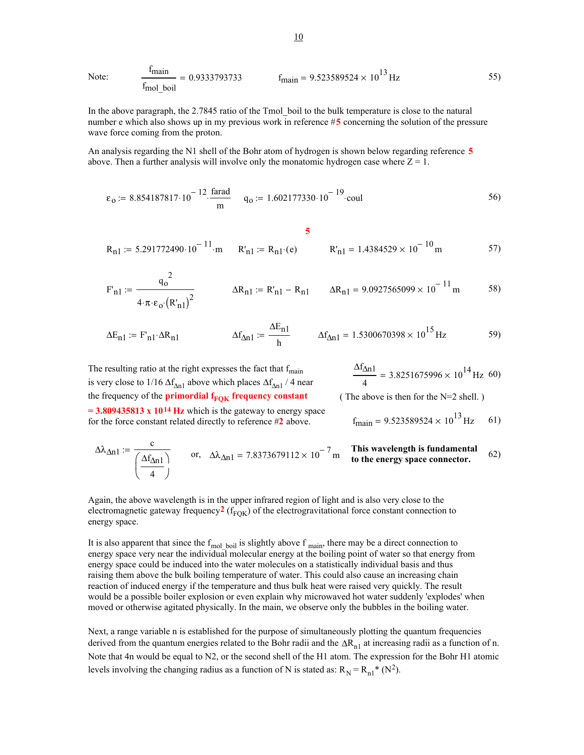Note: $$\frac{f_{main}}{f_{mol\_boil}} = 0.9333793733 \qquad f_{main} = 9.523589524 \times 10^{13}\,\text{Hz} \qquad (55)$$

In the above paragraph, the 2.7845 ratio of the Tmol_boil to the bulk temperature is close to the natural number e which also shows up in my previous work in reference #**5** concerning the solution of the pressure wave force coming from the proton.

An analysis regarding the N1 shell of the Bohr atom of hydrogen is shown below regarding reference **5** above. Then a further analysis will involve only the monatomic hydrogen case where Z = 1.

$$\varepsilon_o := 8.854187817 \cdot 10^{-12} \cdot \frac{\text{farad}}{\text{m}} \qquad q_o := 1.602177330 \cdot 10^{-19} \cdot \text{coul} \qquad (56)$$

**5**

$$R_{n1} := 5.291772490 \cdot 10^{-11} \cdot \text{m} \qquad R'_{n1} := R_{n1} \cdot (e) \qquad R'_{n1} = 1.4384529 \times 10^{-10}\,\text{m} \qquad (57)$$

$$F'_{n1} := \frac{q_o^{\,2}}{4 \cdot \pi \cdot \varepsilon_o \cdot \left(R'_{n1}\right)^2} \qquad \Delta R_{n1} := R'_{n1} - R_{n1} \qquad \Delta R_{n1} = 9.0927565099 \times 10^{-11}\,\text{m} \qquad (58)$$

$$\Delta E_{n1} := F'_{n1} \cdot \Delta R_{n1} \qquad \Delta f_{\Delta n1} := \frac{\Delta E_{n1}}{h} \qquad \Delta f_{\Delta n1} = 1.5300670398 \times 10^{15}\,\text{Hz} \qquad (59)$$

The resulting ratio at the right expresses the fact that $f_{main}$ is very close to 1/16 $\Delta f_{\Delta n1}$ above which places $\Delta f_{\Delta n1}$ / 4 near the frequency of the **primordial $f_{FQK}$ frequency constant = 3.809435813 x 10^14 Hz** which is the gateway to energy space for the force constant related directly to reference #**2** above.

$$\frac{\Delta f_{\Delta n1}}{4} = 3.8251675996 \times 10^{14}\,\text{Hz} \qquad (60)$$

( The above is then for the N=2 shell. )

$$f_{main} = 9.523589524 \times 10^{13}\,\text{Hz} \qquad (61)$$

$$\Delta \lambda_{\Delta n1} := \frac{c}{\left(\frac{\Delta f_{\Delta n1}}{4}\right)} \qquad \text{or,} \quad \Delta \lambda_{\Delta n1} = 7.8373679112 \times 10^{-7}\,\text{m} \qquad (62)$$

**This wavelength is fundamental to the energy space connector.**

Again, the above wavelength is in the upper infrared region of light and is also very close to the electromagnetic gateway frequency[2] ($f_{FQK}$) of the electrogravitational force constant connection to energy space.

It is also apparent that since the $f_{mol\_boil}$ is slightly above $f_{main}$, there may be a direct connection to energy space very near the individual molecular energy at the boiling point of water so that energy from energy space could be induced into the water molecules on a statistically individual basis and thus raising them above the bulk boiling temperature of water. This could also cause an increasing chain reaction of induced energy if the temperature and thus bulk heat were raised very quickly. The result would be a possible boiler explosion or even explain why microwaved hot water suddenly 'explodes' when moved or otherwise agitated physically. In the main, we observe only the bubbles in the boiling water.

Next, a range variable n is established for the purpose of simultaneously plotting the quantum frequencies derived from the quantum energies related to the Bohr radii and the $\Delta R_{n1}$ at increasing radii as a function of n. Note that 4n would be equal to N2, or the second shell of the H1 atom. The expression for the Bohr H1 atomic levels involving the changing radius as a function of N is stated as: $R_N = R_{n1} * (N^2)$.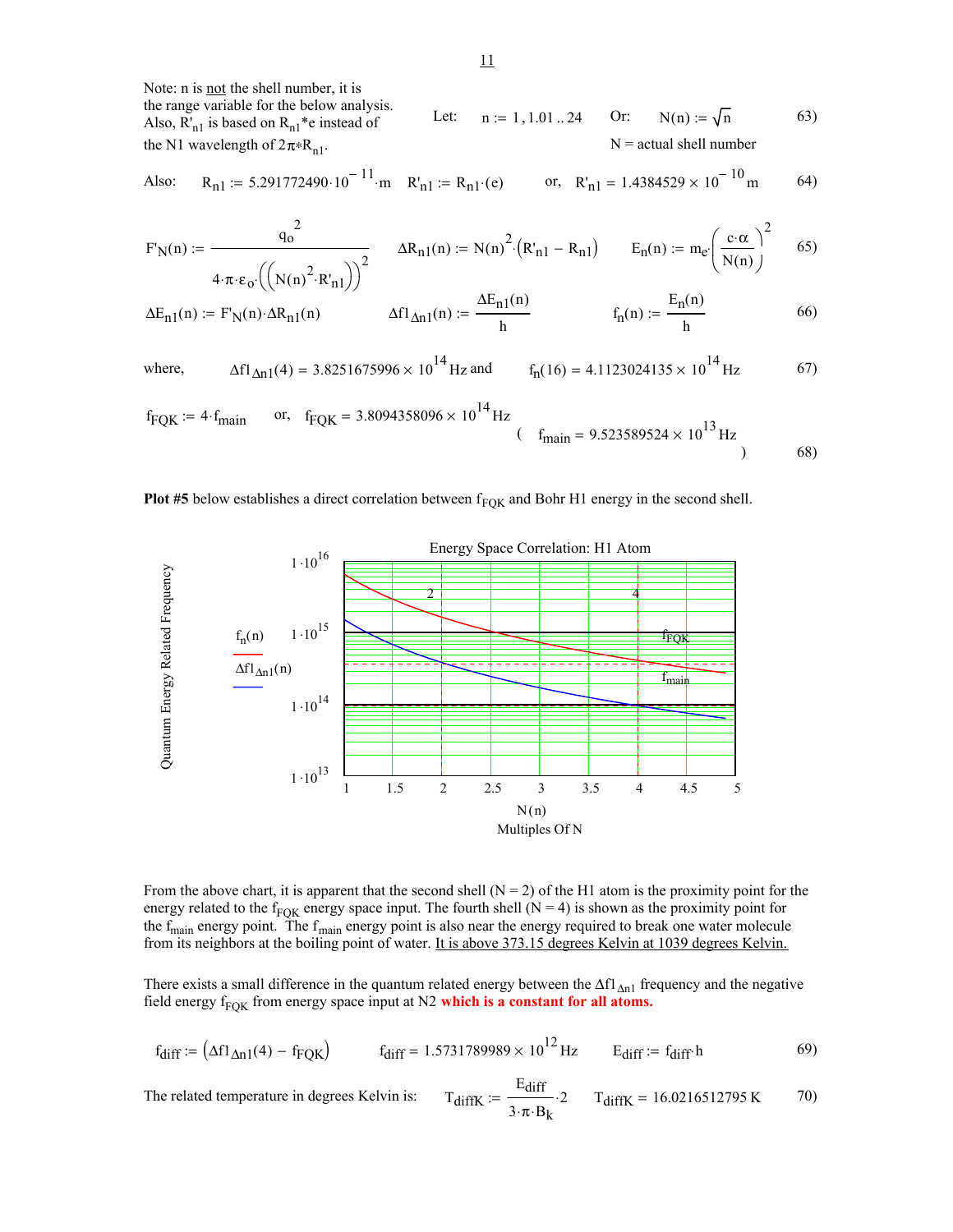Note: n is not the shell number, it is the range variable for the below analysis. Also, $R'_{n1}$ is based on $R_{n1}$*e instead of the N1 wavelength of $2\pi * R_{n1}$.

$$\text{Let:} \quad n := 1, 1.01 .. 24 \qquad \text{Or:} \quad N(n) := \sqrt{n} \tag{63}$$

N = actual shell number

$$\text{Also:} \quad R_{n1} := 5.291772490 \cdot 10^{-11} \cdot m \qquad R'_{n1} := R_{n1} \cdot (e) \qquad \text{or,} \quad R'_{n1} = 1.4384529 \times 10^{-10}\, m \tag{64}$$

$$F'_N(n) := \frac{q_o^{\,2}}{4 \cdot \pi \cdot \varepsilon_o \cdot \left(\left(N(n)^2 \cdot R'_{n1}\right)\right)^2} \qquad \Delta R_{n1}(n) := N(n)^2 \cdot \left(R'_{n1} - R_{n1}\right) \qquad E_n(n) := m_e \cdot \left(\frac{c \cdot \alpha}{N(n)}\right)^2 \tag{65}$$

$$\Delta E_{n1}(n) := F'_N(n) \cdot \Delta R_{n1}(n) \qquad \Delta f1_{\Delta n1}(n) := \frac{\Delta E_{n1}(n)}{h} \qquad f_n(n) := \frac{E_n(n)}{h} \tag{66}$$

$$\text{where,} \quad \Delta f1_{\Delta n1}(4) = 3.8251675996 \times 10^{14}\, Hz \text{ and } \quad f_n(16) = 4.1123024135 \times 10^{14}\, Hz \tag{67}$$

$$f_{FQK} := 4 \cdot f_{main} \qquad \text{or,} \quad f_{FQK} = 3.8094358096 \times 10^{14}\, Hz \qquad \left( f_{main} = 9.523589524 \times 10^{13}\, Hz \right) \tag{68}$$

**Plot #5** below establishes a direct correlation between $f_{FQK}$ and Bohr H1 energy in the second shell.

Energy Space Correlation: H1 Atom

From the above chart, it is apparent that the second shell (N = 2) of the H1 atom is the proximity point for the energy related to the $f_{FQK}$ energy space input. The fourth shell (N = 4) is shown as the proximity point for the $f_{main}$ energy point. The $f_{main}$ energy point is also near the energy required to break one water molecule from its neighbors at the boiling point of water. It is above 373.15 degrees Kelvin at 1039 degrees Kelvin.

There exists a small difference in the quantum related energy between the $\Delta f1_{\Delta n1}$ frequency and the negative field energy $f_{FQK}$ from energy space input at N2 **which is a constant for all atoms.**

$$f_{diff} := \left(\Delta f1_{\Delta n1}(4) - f_{FQK}\right) \qquad f_{diff} = 1.5731789989 \times 10^{12}\, Hz \qquad E_{diff} := f_{diff} \cdot h \tag{69}$$

The related temperature in degrees Kelvin is:

$$T_{diffK} := \frac{E_{diff}}{3 \cdot \pi \cdot B_k} \cdot 2 \qquad T_{diffK} = 16.0216512795\, K \tag{70}$$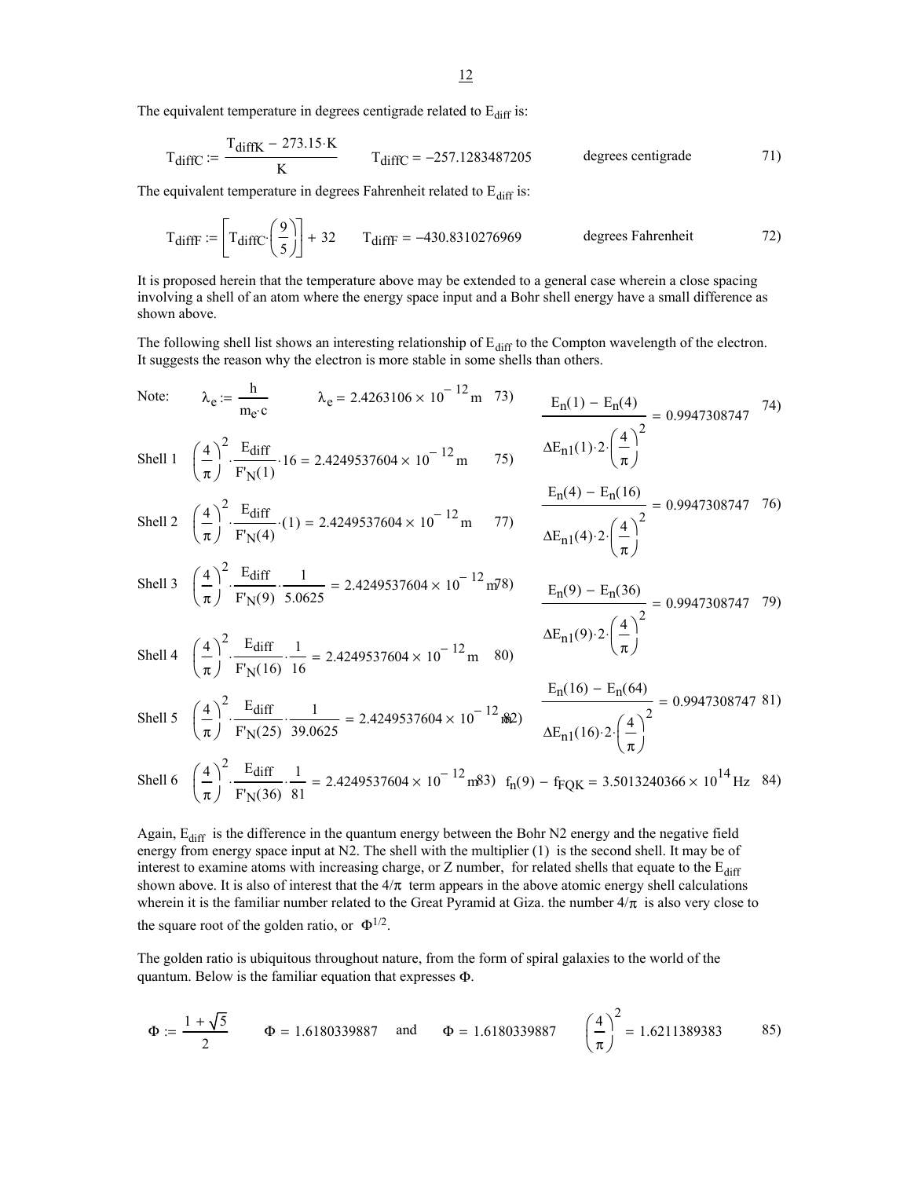The equivalent temperature in degrees centigrade related to $E_{diff}$ is:

$$T_{diffC} := \frac{T_{diffK} - 273.15 \cdot K}{K} \qquad T_{diffC} = -257.1283487205 \qquad \text{degrees centigrade} \qquad 71)$$

The equivalent temperature in degrees Fahrenheit related to $E_{diff}$ is:

$$T_{diffF} := \left[ T_{diffC} \cdot \left( \frac{9}{5} \right) \right] + 32 \qquad T_{diffF} = -430.8310276969 \qquad \text{degrees Fahrenheit} \qquad 72)$$

It is proposed herein that the temperature above may be extended to a general case wherein a close spacing involving a shell of an atom where the energy space input and a Bohr shell energy have a small difference as shown above.

The following shell list shows an interesting relationship of $E_{diff}$ to the Compton wavelength of the electron. It suggests the reason why the electron is more stable in some shells than others.

Note: $\lambda_e := \frac{h}{m_e \cdot c} \qquad \lambda_e = 2.4263106 \times 10^{-12} \, m \qquad 73)$

$$\frac{E_n(1) - E_n(4)}{\Delta E_{n1}(1) \cdot 2 \cdot \left( \frac{4}{\pi} \right)^2} = 0.9947308747 \qquad 74)$$

Shell 1 $\quad \left( \frac{4}{\pi} \right)^2 \cdot \frac{E_{diff}}{F'_N(1)} \cdot 16 = 2.4249537604 \times 10^{-12} \, m \qquad 75)$

$$\frac{E_n(4) - E_n(16)}{\Delta E_{n1}(4) \cdot 2 \cdot \left( \frac{4}{\pi} \right)^2} = 0.9947308747 \qquad 76)$$

Shell 2 $\quad \left( \frac{4}{\pi} \right)^2 \cdot \frac{E_{diff}}{F'_N(4)} \cdot (1) = 2.4249537604 \times 10^{-12} \, m \qquad 77)$

Shell 3 $\quad \left( \frac{4}{\pi} \right)^2 \cdot \frac{E_{diff}}{F'_N(9)} \cdot \frac{1}{5.0625} = 2.4249537604 \times 10^{-12} \, m \qquad 78)$

$$\frac{E_n(9) - E_n(36)}{\Delta E_{n1}(9) \cdot 2 \cdot \left( \frac{4}{\pi} \right)^2} = 0.9947308747 \qquad 79)$$

Shell 4 $\quad \left( \frac{4}{\pi} \right)^2 \cdot \frac{E_{diff}}{F'_N(16)} \cdot \frac{1}{16} = 2.4249537604 \times 10^{-12} \, m \qquad 80)$

$$\frac{E_n(16) - E_n(64)}{\Delta E_{n1}(16) \cdot 2 \cdot \left( \frac{4}{\pi} \right)^2} = 0.9947308747 \qquad 81)$$

Shell 5 $\quad \left( \frac{4}{\pi} \right)^2 \cdot \frac{E_{diff}}{F'_N(25)} \cdot \frac{1}{39.0625} = 2.4249537604 \times 10^{-12} \, m \qquad 82)$

Shell 6 $\quad \left( \frac{4}{\pi} \right)^2 \cdot \frac{E_{diff}}{F'_N(36)} \cdot \frac{1}{81} = 2.4249537604 \times 10^{-12} \, m \qquad 83)$

$$f_n(9) - f_{FQK} = 3.5013240366 \times 10^{14} \, Hz \qquad 84)$$

Again, $E_{diff}$ is the difference in the quantum energy between the Bohr N2 energy and the negative field energy from energy space input at N2. The shell with the multiplier (1) is the second shell. It may be of interest to examine atoms with increasing charge, or Z number, for related shells that equate to the $E_{diff}$ shown above. It is also of interest that the $4/\pi$ term appears in the above atomic energy shell calculations wherein it is the familiar number related to the Great Pyramid at Giza. the number $4/\pi$ is also very close to the square root of the golden ratio, or $\Phi^{1/2}$.

The golden ratio is ubiquitous throughout nature, from the form of spiral galaxies to the world of the quantum. Below is the familiar equation that expresses $\Phi$.

$$\Phi := \frac{1 + \sqrt{5}}{2} \qquad \Phi = 1.6180339887 \quad \text{and} \quad \Phi = 1.6180339887 \qquad \left( \frac{4}{\pi} \right)^2 = 1.6211389383 \qquad 85)$$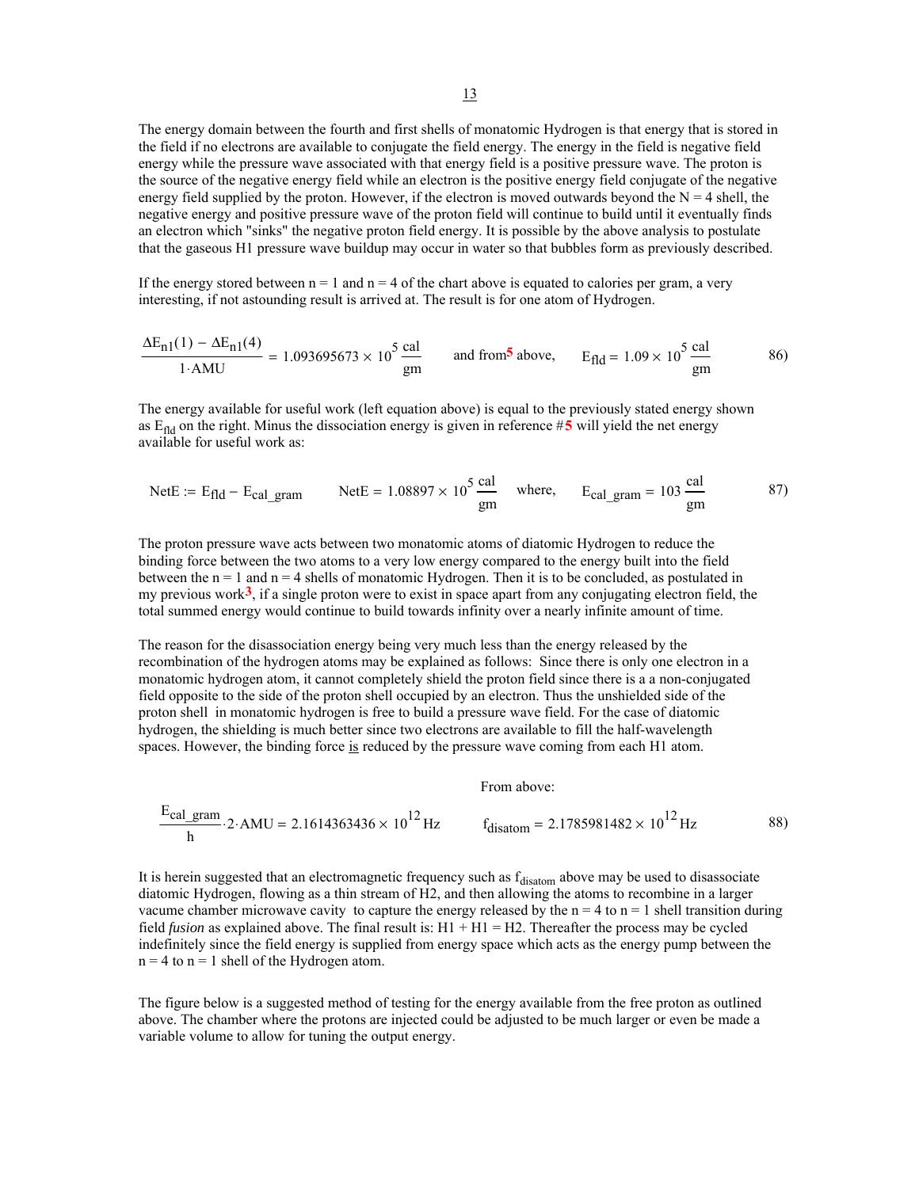The energy domain between the fourth and first shells of monatomic Hydrogen is that energy that is stored in the field if no electrons are available to conjugate the field energy. The energy in the field is negative field energy while the pressure wave associated with that energy field is a positive pressure wave. The proton is the source of the negative energy field while an electron is the positive energy field conjugate of the negative energy field supplied by the proton. However, if the electron is moved outwards beyond the N = 4 shell, the negative energy and positive pressure wave of the proton field will continue to build until it eventually finds an electron which "sinks" the negative proton field energy. It is possible by the above analysis to postulate that the gaseous H1 pressure wave buildup may occur in water so that bubbles form as previously described.

If the energy stored between n = 1 and n = 4 of the chart above is equated to calories per gram, a very interesting, if not astounding result is arrived at. The result is for one atom of Hydrogen.

$$\frac{\Delta E_{n1}(1) - \Delta E_{n1}(4)}{1 \cdot AMU} = 1.093695673 \times 10^{5}\,\frac{cal}{gm} \qquad \text{and from[5] above,} \qquad E_{fld} = 1.09 \times 10^{5}\,\frac{cal}{gm} \qquad 86)$$

The energy available for useful work (left equation above) is equal to the previously stated energy shown as $E_{fld}$ on the right. Minus the dissociation energy is given in reference #5 will yield the net energy available for useful work as:

$$NetE := E_{fld} - E_{cal\_gram} \qquad NetE = 1.08897 \times 10^{5}\,\frac{cal}{gm} \qquad \text{where,} \qquad E_{cal\_gram} = 103\,\frac{cal}{gm} \qquad 87)$$

The proton pressure wave acts between two monatomic atoms of diatomic Hydrogen to reduce the binding force between the two atoms to a very low energy compared to the energy built into the field between the n = 1 and n = 4 shells of monatomic Hydrogen. Then it is to be concluded, as postulated in my previous work[3], if a single proton were to exist in space apart from any conjugating electron field, the total summed energy would continue to build towards infinity over a nearly infinite amount of time.

The reason for the disassociation energy being very much less than the energy released by the recombination of the hydrogen atoms may be explained as follows: Since there is only one electron in a monatomic hydrogen atom, it cannot completely shield the proton field since there is a a non-conjugated field opposite to the side of the proton shell occupied by an electron. Thus the unshielded side of the proton shell in monatomic hydrogen is free to build a pressure wave field. For the case of diatomic hydrogen, the shielding is much better since two electrons are available to fill the half-wavelength spaces. However, the binding force <u>is</u> reduced by the pressure wave coming from each H1 atom.

From above:

$$\frac{E_{cal\_gram}}{h} \cdot 2 \cdot AMU = 2.1614363436 \times 10^{12}\,Hz \qquad f_{disatom} = 2.1785981482 \times 10^{12}\,Hz \qquad 88)$$

It is herein suggested that an electromagnetic frequency such as $f_{disatom}$ above may be used to disassociate diatomic Hydrogen, flowing as a thin stream of H2, and then allowing the atoms to recombine in a larger vacume chamber microwave cavity to capture the energy released by the n = 4 to n = 1 shell transition during field *fusion* as explained above. The final result is: H1 + H1 = H2. Thereafter the process may be cycled indefinitely since the field energy is supplied from energy space which acts as the energy pump between the n = 4 to n = 1 shell of the Hydrogen atom.

The figure below is a suggested method of testing for the energy available from the free proton as outlined above. The chamber where the protons are injected could be adjusted to be much larger or even be made a variable volume to allow for tuning the output energy.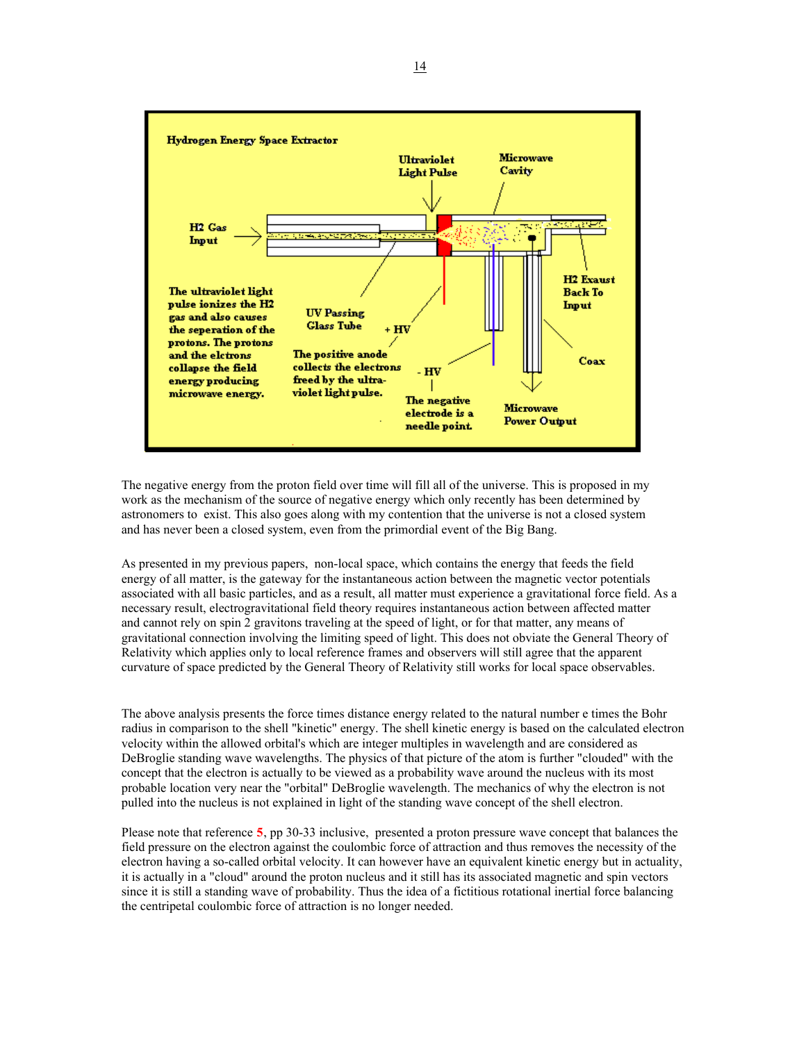Hydrogen Energy Space Extractor

H2 Gas Input

Ultraviolet Light Pulse

Microwave Cavity

H2 Exaust Back To Input

The ultraviolet light pulse ionizes the H2 gas and also causes the seperation of the protons. The protons and the elctrons collapse the field energy producing microwave energy.

UV Passing Glass Tube

+ HV

The positive anode collects the electrons freed by the ultra-violet light pulse.

- HV

The negative electrode is a needle point.

Coax

Microwave Power Output

The negative energy from the proton field over time will fill all of the universe. This is proposed in my work as the mechanism of the source of negative energy which only recently has been determined by astronomers to exist. This also goes along with my contention that the universe is not a closed system and has never been a closed system, even from the primordial event of the Big Bang.

As presented in my previous papers, non-local space, which contains the energy that feeds the field energy of all matter, is the gateway for the instantaneous action between the magnetic vector potentials associated with all basic particles, and as a result, all matter must experience a gravitational force field. As a necessary result, electrogravitational field theory requires instantaneous action between affected matter and cannot rely on spin 2 gravitons traveling at the speed of light, or for that matter, any means of gravitational connection involving the limiting speed of light. This does not obviate the General Theory of Relativity which applies only to local reference frames and observers will still agree that the apparent curvature of space predicted by the General Theory of Relativity still works for local space observables.

The above analysis presents the force times distance energy related to the natural number e times the Bohr radius in comparison to the shell "kinetic" energy. The shell kinetic energy is based on the calculated electron velocity within the allowed orbital's which are integer multiples in wavelength and are considered as DeBroglie standing wave wavelengths. The physics of that picture of the atom is further "clouded" with the concept that the electron is actually to be viewed as a probability wave around the nucleus with its most probable location very near the "orbital" DeBroglie wavelength. The mechanics of why the electron is not pulled into the nucleus is not explained in light of the standing wave concept of the shell electron.

Please note that reference **5**, pp 30-33 inclusive, presented a proton pressure wave concept that balances the field pressure on the electron against the coulombic force of attraction and thus removes the necessity of the electron having a so-called orbital velocity. It can however have an equivalent kinetic energy but in actuality, it is actually in a "cloud" around the proton nucleus and it still has its associated magnetic and spin vectors since it is still a standing wave of probability. Thus the idea of a fictitious rotational inertial force balancing the centripetal coulombic force of attraction is no longer needed.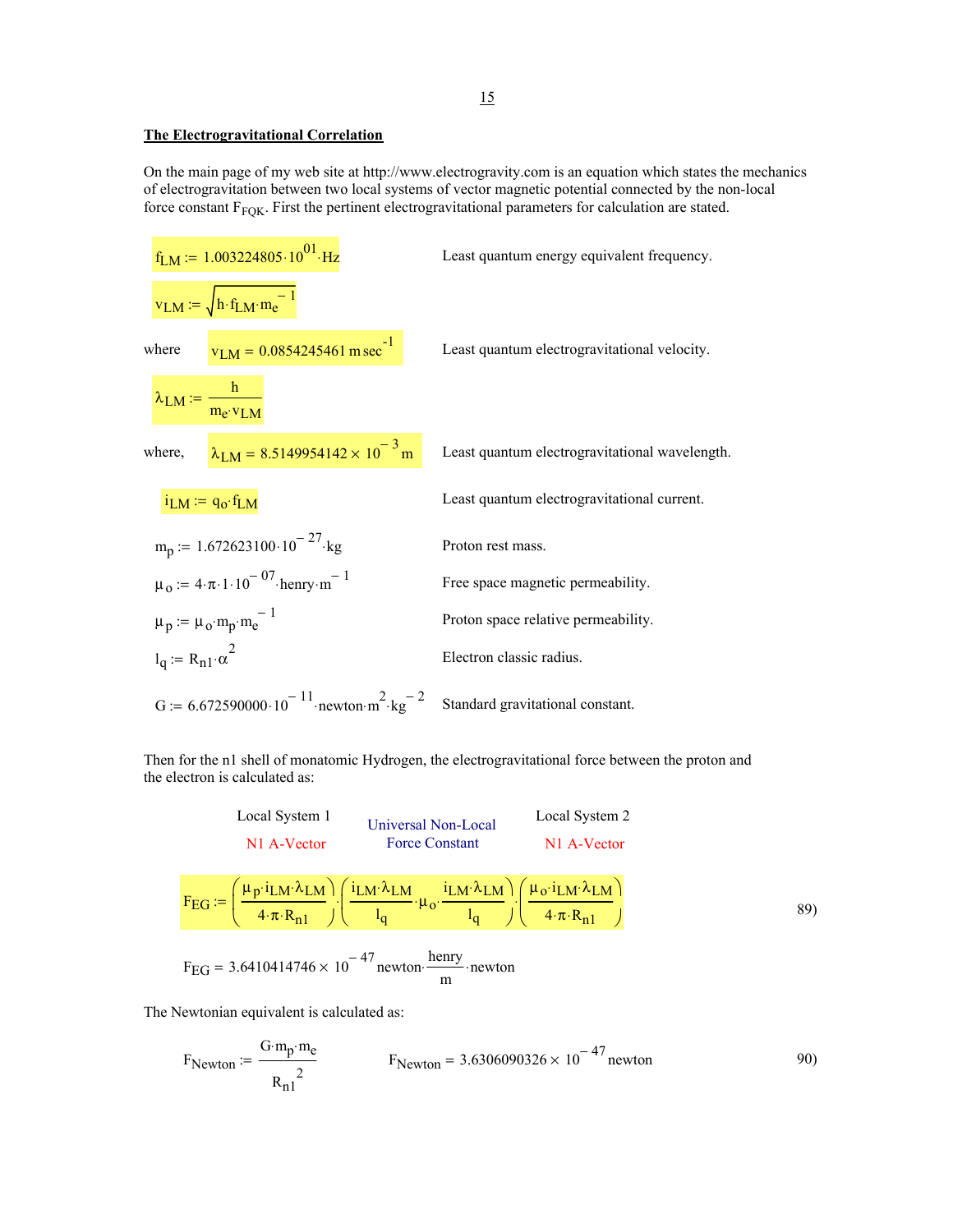## The Electrogravitational Correlation

On the main page of my web site at http://www.electrogravity.com is an equation which states the mechanics of electrogravitation between two local systems of vector magnetic potential connected by the non-local force constant $F_{FQK}$. First the pertinent electrogravitational parameters for calculation are stated.

$f_{LM} := 1.003224805 \cdot 10^{01} \cdot Hz$ — Least quantum energy equivalent frequency.

$v_{LM} := \sqrt{h \cdot f_{LM} \cdot m_e^{-1}}$

where $v_{LM} = 0.0854245461\, m\, sec^{-1}$ — Least quantum electrogravitational velocity.

$\lambda_{LM} := \dfrac{h}{m_e \cdot v_{LM}}$

where, $\lambda_{LM} = 8.5149954142 \times 10^{-3}\, m$ — Least quantum electrogravitational wavelength.

$i_{LM} := q_o \cdot f_{LM}$ — Least quantum electrogravitational current.

$m_p := 1.672623100 \cdot 10^{-27} \cdot kg$ — Proton rest mass.

$\mu_o := 4 \cdot \pi \cdot 1 \cdot 10^{-07} \cdot henry \cdot m^{-1}$ — Free space magnetic permeability.

$\mu_p := \mu_o \cdot m_p \cdot m_e^{-1}$ — Proton space relative permeability.

$l_q := R_{n1} \cdot \alpha^2$ — Electron classic radius.

$G := 6.672590000 \cdot 10^{-11} \cdot newton \cdot m^2 \cdot kg^{-2}$ — Standard gravitational constant.

Then for the n1 shell of monatomic Hydrogen, the electrogravitational force between the proton and the electron is calculated as:

| Local System 1 | Universal Non-Local | Local System 2 |
|---|---|---|
| N1 A-Vector | Force Constant | N1 A-Vector |

$$F_{EG} := \left(\frac{\mu_p \cdot i_{LM} \cdot \lambda_{LM}}{4 \cdot \pi \cdot R_{n1}}\right) \cdot \left(\frac{i_{LM} \cdot \lambda_{LM}}{l_q} \cdot \mu_o \cdot \frac{i_{LM} \cdot \lambda_{LM}}{l_q}\right) \cdot \left(\frac{\mu_o \cdot i_{LM} \cdot \lambda_{LM}}{4 \cdot \pi \cdot R_{n1}}\right) \qquad 89)$$

$$F_{EG} = 3.6410414746 \times 10^{-47}\, newton \cdot \frac{henry}{m} \cdot newton$$

The Newtonian equivalent is calculated as:

$$F_{Newton} := \frac{G \cdot m_p \cdot m_e}{R_{n1}^{\,2}} \qquad F_{Newton} = 3.6306090326 \times 10^{-47}\, newton \qquad 90)$$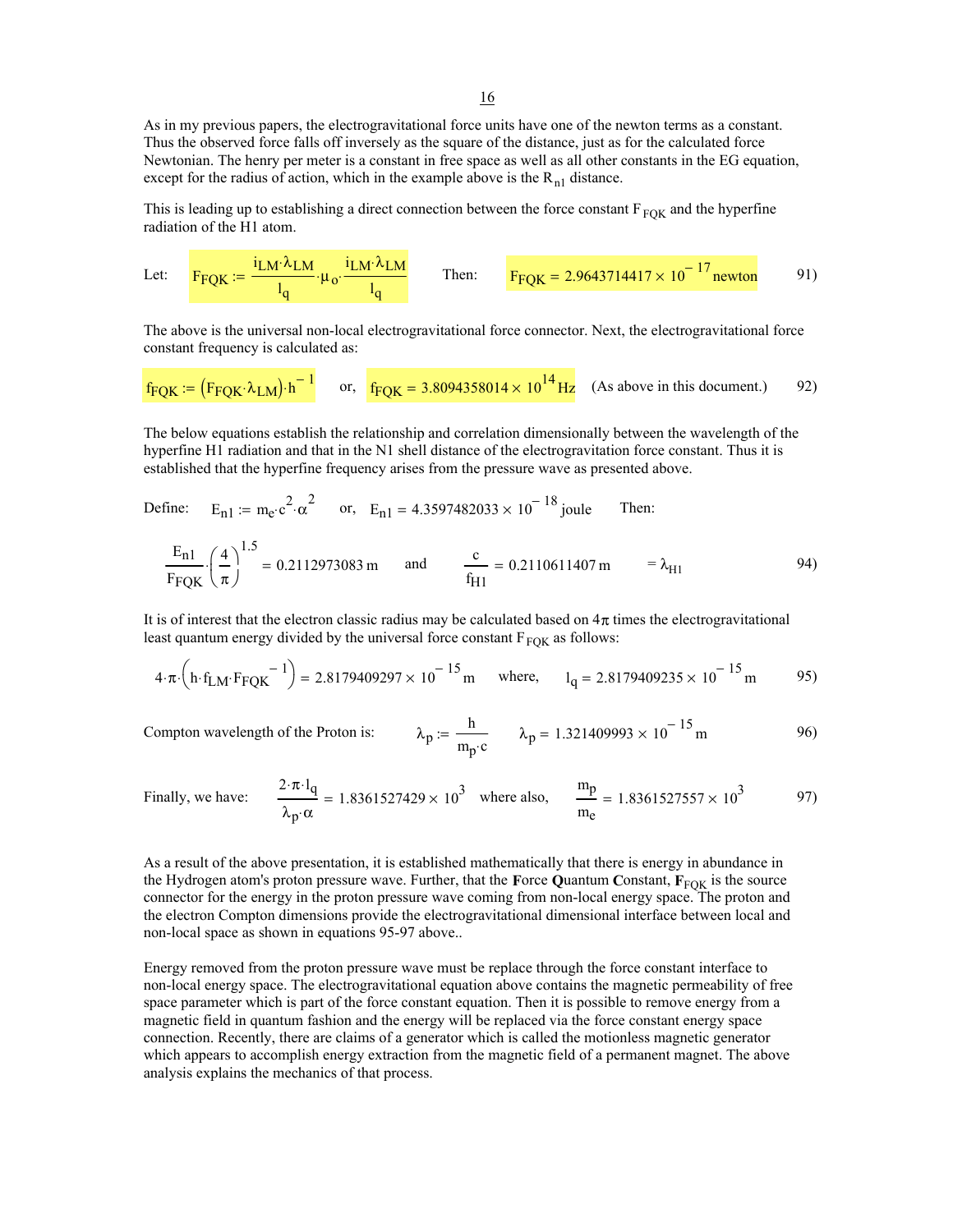As in my previous papers, the electrogravitational force units have one of the newton terms as a constant. Thus the observed force falls off inversely as the square of the distance, just as for the calculated force Newtonian. The henry per meter is a constant in free space as well as all other constants in the EG equation, except for the radius of action, which in the example above is the $R_{n1}$ distance.

This is leading up to establishing a direct connection between the force constant $F_{FQK}$ and the hyperfine radiation of the H1 atom.

$$\text{Let:} \quad F_{FQK} := \frac{i_{LM} \cdot \lambda_{LM}}{l_q} \cdot \mu_o \cdot \frac{i_{LM} \cdot \lambda_{LM}}{l_q} \qquad \text{Then:} \quad F_{FQK} = 2.9643714417 \times 10^{-17} \text{newton} \qquad 91)$$

The above is the universal non-local electrogravitational force connector. Next, the electrogravitational force constant frequency is calculated as:

$$f_{FQK} := \left(F_{FQK} \cdot \lambda_{LM}\right) \cdot h^{-1} \quad \text{or,} \quad f_{FQK} = 3.8094358014 \times 10^{14} \text{Hz} \quad \text{(As above in this document.)} \qquad 92)$$

The below equations establish the relationship and correlation dimensionally between the wavelength of the hyperfine H1 radiation and that in the N1 shell distance of the electrogravitation force constant. Thus it is established that the hyperfine frequency arises from the pressure wave as presented above.

$$\text{Define:} \quad E_{n1} := m_e \cdot c^2 \cdot \alpha^2 \quad \text{or,} \quad E_{n1} = 4.3597482033 \times 10^{-18} \text{joule} \qquad \text{Then:}$$

$$\frac{E_{n1}}{F_{FQK}} \cdot \left(\frac{4}{\pi}\right)^{1.5} = 0.2112973083 \, \text{m} \qquad \text{and} \qquad \frac{c}{f_{H1}} = 0.2110611407 \, \text{m} \qquad = \lambda_{H1} \qquad 94)$$

It is of interest that the electron classic radius may be calculated based on $4\pi$ times the electrogravitational least quantum energy divided by the universal force constant $F_{FQK}$ as follows:

$$4 \cdot \pi \cdot \left(h \cdot f_{LM} \cdot F_{FQK}^{-1}\right) = 2.8179409297 \times 10^{-15} \text{m} \qquad \text{where,} \qquad l_q = 2.8179409235 \times 10^{-15} \text{m} \qquad 95)$$

$$\text{Compton wavelength of the Proton is:} \qquad \lambda_p := \frac{h}{m_p \cdot c} \qquad \lambda_p = 1.321409993 \times 10^{-15} \text{m} \qquad 96)$$

$$\text{Finally, we have:} \qquad \frac{2 \cdot \pi \cdot l_q}{\lambda_p \cdot \alpha} = 1.8361527429 \times 10^3 \quad \text{where also,} \quad \frac{m_p}{m_e} = 1.8361527557 \times 10^3 \qquad 97)$$

As a result of the above presentation, it is established mathematically that there is energy in abundance in the Hydrogen atom's proton pressure wave. Further, that the **F**orce **Q**uantum **C**onstant, $\mathbf{F_{FQK}}$ is the source connector for the energy in the proton pressure wave coming from non-local energy space. The proton and the electron Compton dimensions provide the electrogravitational dimensional interface between local and non-local space as shown in equations 95-97 above..

Energy removed from the proton pressure wave must be replace through the force constant interface to non-local energy space. The electrogravitational equation above contains the magnetic permeability of free space parameter which is part of the force constant equation. Then it is possible to remove energy from a magnetic field in quantum fashion and the energy will be replaced via the force constant energy space connection. Recently, there are claims of a generator which is called the motionless magnetic generator which appears to accomplish energy extraction from the magnetic field of a permanent magnet. The above analysis explains the mechanics of that process.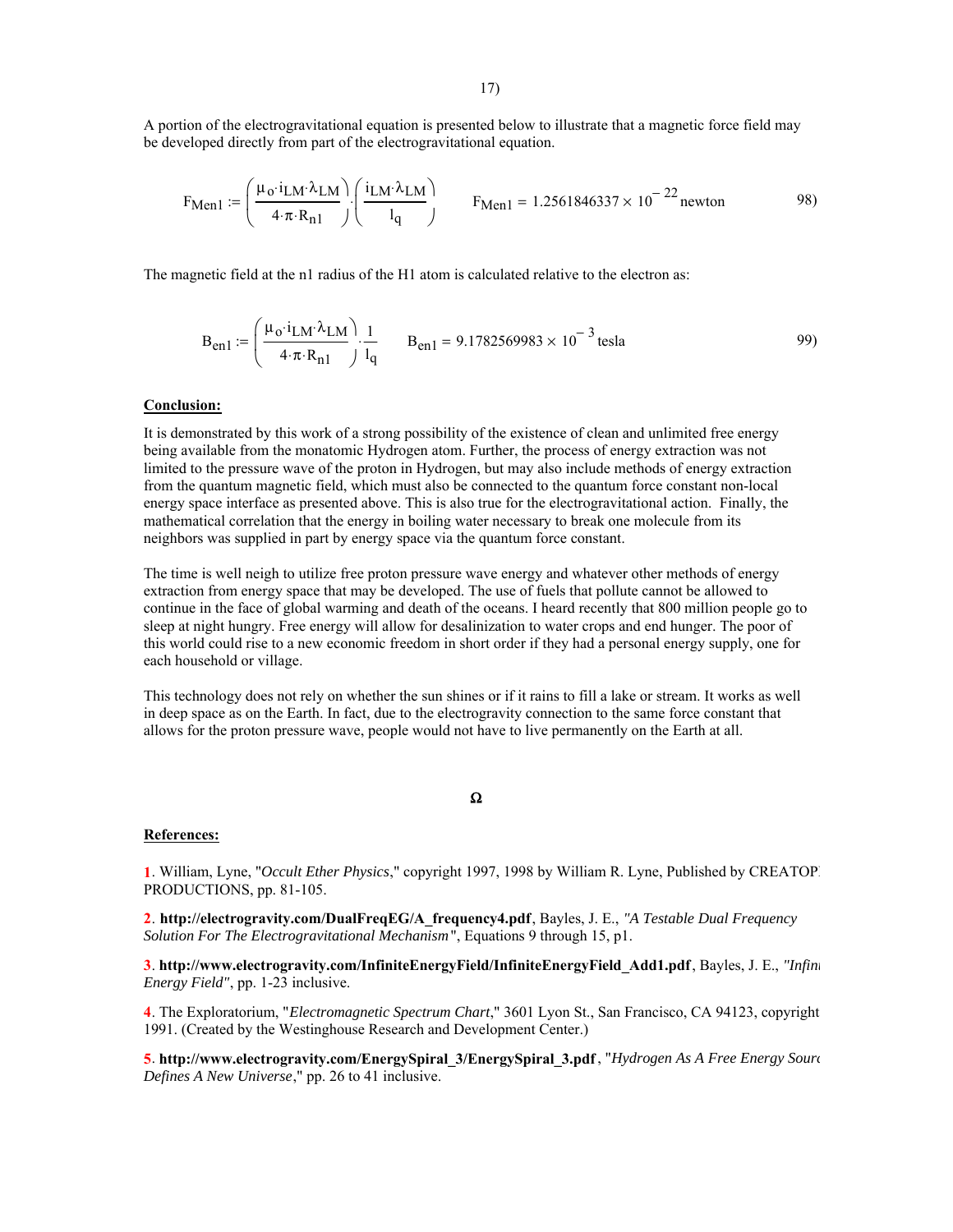A portion of the electrogravitational equation is presented below to illustrate that a magnetic force field may be developed directly from part of the electrogravitational equation.

$$F_{Men1} := \left(\frac{\mu_o \cdot i_{LM} \cdot \lambda_{LM}}{4 \cdot \pi \cdot R_{n1}}\right) \cdot \left(\frac{i_{LM} \cdot \lambda_{LM}}{l_q}\right) \qquad F_{Men1} = 1.2561846337 \times 10^{-22} \text{newton} \qquad 98)$$

The magnetic field at the n1 radius of the H1 atom is calculated relative to the electron as:

$$B_{en1} := \left(\frac{\mu_o \cdot i_{LM} \cdot \lambda_{LM}}{4 \cdot \pi \cdot R_{n1}}\right) \cdot \frac{1}{l_q} \qquad B_{en1} = 9.1782569983 \times 10^{-3} \text{tesla} \qquad 99)$$

**Conclusion:**

It is demonstrated by this work of a strong possibility of the existence of clean and unlimited free energy being available from the monatomic Hydrogen atom. Further, the process of energy extraction was not limited to the pressure wave of the proton in Hydrogen, but may also include methods of energy extraction from the quantum magnetic field, which must also be connected to the quantum force constant non-local energy space interface as presented above. This is also true for the electrogravitational action. Finally, the mathematical correlation that the energy in boiling water necessary to break one molecule from its neighbors was supplied in part by energy space via the quantum force constant.

The time is well neigh to utilize free proton pressure wave energy and whatever other methods of energy extraction from energy space that may be developed. The use of fuels that pollute cannot be allowed to continue in the face of global warming and death of the oceans. I heard recently that 800 million people go to sleep at night hungry. Free energy will allow for desalinization to water crops and end hunger. The poor of this world could rise to a new economic freedom in short order if they had a personal energy supply, one for each household or village.

This technology does not rely on whether the sun shines or if it rains to fill a lake or stream. It works as well in deep space as on the Earth. In fact, due to the electrogravity connection to the same force constant that allows for the proton pressure wave, people would not have to live permanently on the Earth at all.

Ω

**References:**

**1**. William, Lyne, "*Occult Ether Physics*," copyright 1997, 1998 by William R. Lyne, Published by CREATOP PRODUCTIONS, pp. 81-105.

**2**. **http://electrogravity.com/DualFreqEG/A_frequency4.pdf**, Bayles, J. E., *"A Testable Dual Frequency Solution For The Electrogravitational Mechanism"*, Equations 9 through 15, p1.

**3**. **http://www.electrogravity.com/InfiniteEnergyField/InfiniteEnergyField_Add1.pdf**, Bayles, J. E., *"Infini Energy Field"*, pp. 1-23 inclusive.

**4**. The Exploratorium, "*Electromagnetic Spectrum Chart*," 3601 Lyon St., San Francisco, CA 94123, copyright 1991. (Created by the Westinghouse Research and Development Center.)

**5**. **http://www.electrogravity.com/EnergySpiral_3/EnergySpiral_3.pdf**, "*Hydrogen As A Free Energy Sourc Defines A New Universe*," pp. 26 to 41 inclusive.